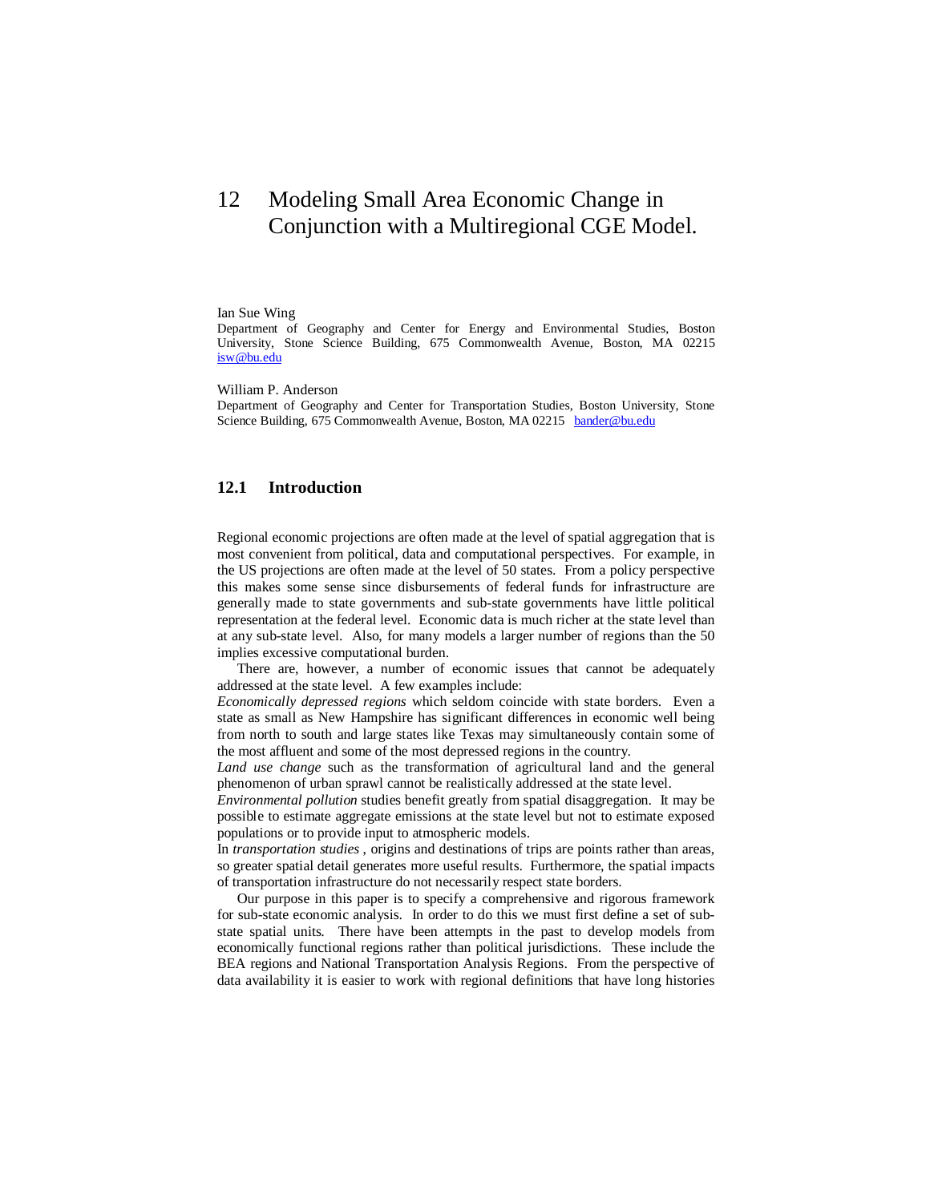# 12 Modeling Small Area Economic Change in Conjunction with a Multiregional CGE Model.

Ian Sue Wing

Department of Geography and Center for Energy and Environmental Studies, Boston University, Stone Science Building, 675 Commonwealth Avenue, Boston, MA 02215 isw@bu.edu

William P. Anderson

Department of Geography and Center for Transportation Studies, Boston University, Stone Science Building, 675 Commonwealth Avenue, Boston, MA 02215 bander@bu.edu

## 12.1 Introduction

Regional economic projections are often made at the level of spatial aggregation that is most convenient from political, data and computational perspectives. For example, in the US projections are often made at the level of 50 states. From a policy perspective this makes some sense since disbursements of federal funds for infrastructure are generally made to state governments and sub-state governments have little political representation at the federal level. Economic data is much richer at the state level than at any sub-state level. Also, for many models a larger number of regions than the 50 implies excessive computational burden.

There are, however, a number of economic issues that cannot be adequately addressed at the state level. A few examples include:

*Economically depressed regions* which seldom coincide with state borders. Even a state as small as New Hampshire has significant differences in economic well being from north to south and large states like Texas may simultaneously contain some of the most affluent and some of the most depressed regions in the country.

*Land use change* such as the transformation of agricultural land and the general phenomenon of urban sprawl cannot be realistically addressed at the state level.

*Environmental pollution* studies benefit greatly from spatial disaggregation. It may be possible to estimate aggregate emissions at the state level but not to estimate exposed populations or to provide input to atmospheric models.

In *transportation studies* , origins and destinations of trips are points rather than areas, so greater spatial detail generates more useful results. Furthermore, the spatial impacts of transportation infrastructure do not necessarily respect state borders.

Our purpose in this paper is to specify a comprehensive and rigorous framework for sub-state economic analysis. In order to do this we must first define a set of sub-state spatial units. There have been attempts in the past to develop models from economically functional regions rather than political jurisdictions. These include the BEA regions and National Transportation Analysis Regions. From the perspective of data availability it is easier to work with regional definitions that have long histories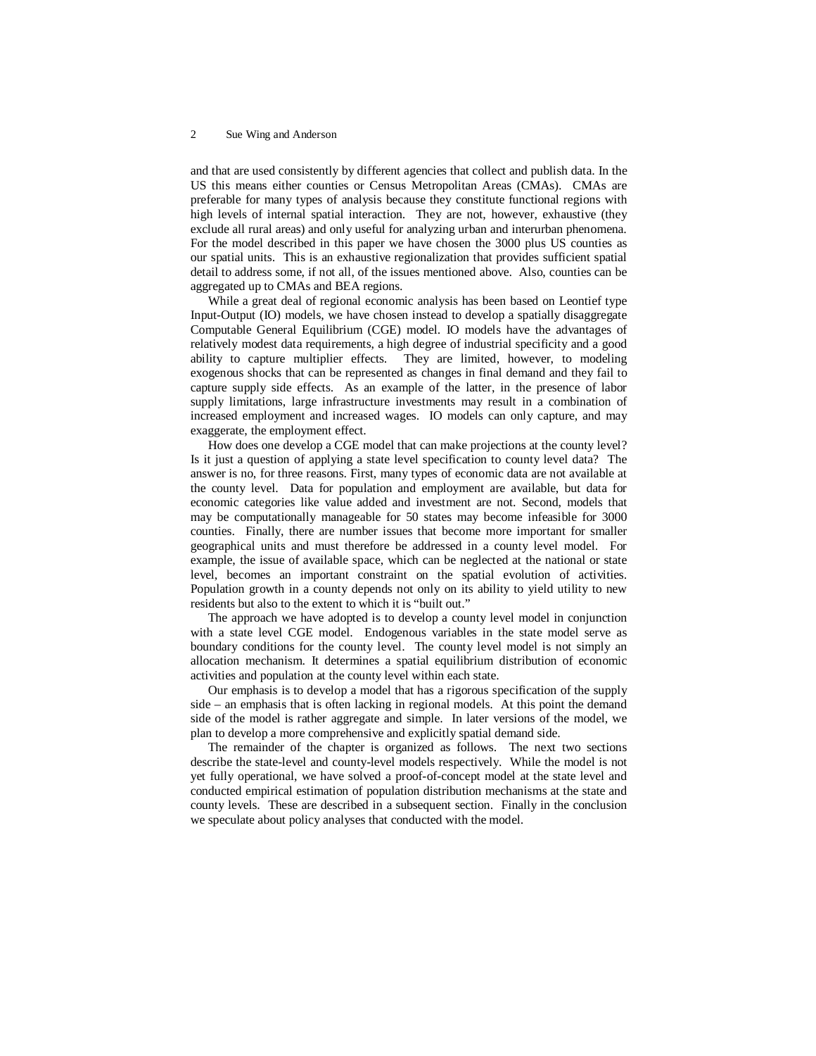and that are used consistently by different agencies that collect and publish data. In the US this means either counties or Census Metropolitan Areas (CMAs). CMAs are preferable for many types of analysis because they constitute functional regions with high levels of internal spatial interaction. They are not, however, exhaustive (they exclude all rural areas) and only useful for analyzing urban and interurban phenomena. For the model described in this paper we have chosen the 3000 plus US counties as our spatial units. This is an exhaustive regionalization that provides sufficient spatial detail to address some, if not all, of the issues mentioned above. Also, counties can be aggregated up to CMAs and BEA regions.

While a great deal of regional economic analysis has been based on Leontief type Input-Output (IO) models, we have chosen instead to develop a spatially disaggregate Computable General Equilibrium (CGE) model. IO models have the advantages of relatively modest data requirements, a high degree of industrial specificity and a good ability to capture multiplier effects. They are limited, however, to modeling exogenous shocks that can be represented as changes in final demand and they fail to capture supply side effects. As an example of the latter, in the presence of labor supply limitations, large infrastructure investments may result in a combination of increased employment and increased wages. IO models can only capture, and may exaggerate, the employment effect.

How does one develop a CGE model that can make projections at the county level? Is it just a question of applying a state level specification to county level data? The answer is no, for three reasons. First, many types of economic data are not available at the county level. Data for population and employment are available, but data for economic categories like value added and investment are not. Second, models that may be computationally manageable for 50 states may become infeasible for 3000 counties. Finally, there are number issues that become more important for smaller geographical units and must therefore be addressed in a county level model. For example, the issue of available space, which can be neglected at the national or state level, becomes an important constraint on the spatial evolution of activities. Population growth in a county depends not only on its ability to yield utility to new residents but also to the extent to which it is "built out."

The approach we have adopted is to develop a county level model in conjunction with a state level CGE model. Endogenous variables in the state model serve as boundary conditions for the county level. The county level model is not simply an allocation mechanism. It determines a spatial equilibrium distribution of economic activities and population at the county level within each state.

Our emphasis is to develop a model that has a rigorous specification of the supply side – an emphasis that is often lacking in regional models. At this point the demand side of the model is rather aggregate and simple. In later versions of the model, we plan to develop a more comprehensive and explicitly spatial demand side.

The remainder of the chapter is organized as follows. The next two sections describe the state-level and county-level models respectively. While the model is not yet fully operational, we have solved a proof-of-concept model at the state level and conducted empirical estimation of population distribution mechanisms at the state and county levels. These are described in a subsequent section. Finally in the conclusion we speculate about policy analyses that conducted with the model.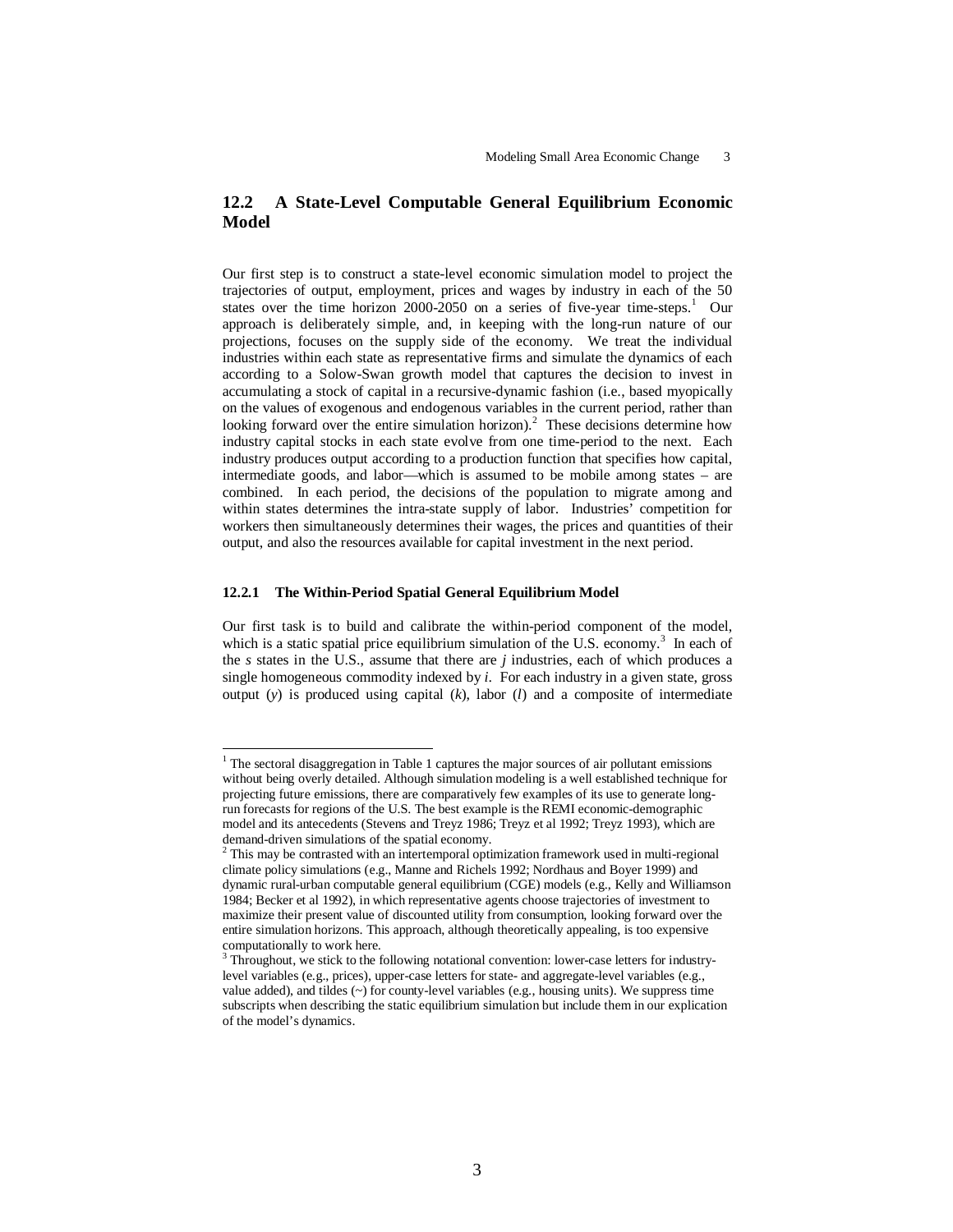## 12.2 A State-Level Computable General Equilibrium Economic Model

Our first step is to construct a state-level economic simulation model to project the trajectories of output, employment, prices and wages by industry in each of the 50 states over the time horizon 2000-2050 on a series of five-year time-steps.[1] Our approach is deliberately simple, and, in keeping with the long-run nature of our projections, focuses on the supply side of the economy. We treat the individual industries within each state as representative firms and simulate the dynamics of each according to a Solow-Swan growth model that captures the decision to invest in accumulating a stock of capital in a recursive-dynamic fashion (i.e., based myopically on the values of exogenous and endogenous variables in the current period, rather than looking forward over the entire simulation horizon).[2] These decisions determine how industry capital stocks in each state evolve from one time-period to the next. Each industry produces output according to a production function that specifies how capital, intermediate goods, and labor—which is assumed to be mobile among states – are combined. In each period, the decisions of the population to migrate among and within states determines the intra-state supply of labor. Industries' competition for workers then simultaneously determines their wages, the prices and quantities of their output, and also the resources available for capital investment in the next period.

### 12.2.1 The Within-Period Spatial General Equilibrium Model

Our first task is to build and calibrate the within-period component of the model, which is a static spatial price equilibrium simulation of the U.S. economy.[3] In each of the *s* states in the U.S., assume that there are *j* industries, each of which produces a single homogeneous commodity indexed by *i*. For each industry in a given state, gross output (*y*) is produced using capital (*k*), labor (*l*) and a composite of intermediate

---

[1] The sectoral disaggregation in Table 1 captures the major sources of air pollutant emissions without being overly detailed. Although simulation modeling is a well established technique for projecting future emissions, there are comparatively few examples of its use to generate long-run forecasts for regions of the U.S. The best example is the REMI economic-demographic model and its antecedents (Stevens and Treyz 1986; Treyz et al 1992; Treyz 1993), which are demand-driven simulations of the spatial economy.

[2] This may be contrasted with an intertemporal optimization framework used in multi-regional climate policy simulations (e.g., Manne and Richels 1992; Nordhaus and Boyer 1999) and dynamic rural-urban computable general equilibrium (CGE) models (e.g., Kelly and Williamson 1984; Becker et al 1992), in which representative agents choose trajectories of investment to maximize their present value of discounted utility from consumption, looking forward over the entire simulation horizons. This approach, although theoretically appealing, is too expensive computationally to work here.

[3] Throughout, we stick to the following notational convention: lower-case letters for industry-level variables (e.g., prices), upper-case letters for state- and aggregate-level variables (e.g., value added), and tildes (~) for county-level variables (e.g., housing units). We suppress time subscripts when describing the static equilibrium simulation but include them in our explication of the model's dynamics.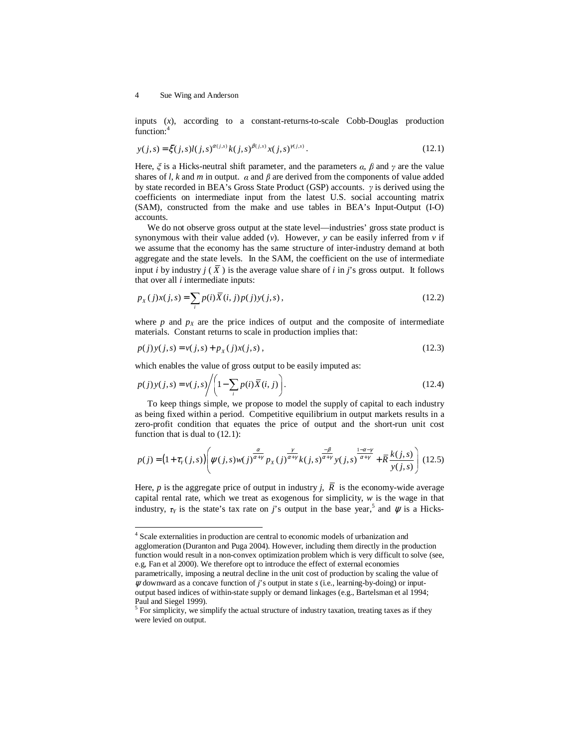inputs ($x$), according to a constant-returns-to-scale Cobb-Douglas production function:[4]

$$y(j,s) = \xi(j,s) l(j,s)^{\alpha(j,s)} k(j,s)^{\beta(j,s)} x(j,s)^{\gamma(j,s)}. \tag{12.1}$$

Here, $\xi$ is a Hicks-neutral shift parameter, and the parameters $\alpha$, $\beta$ and $\gamma$ are the value shares of $l$, $k$ and $m$ in output. $\alpha$ and $\beta$ are derived from the components of value added by state recorded in BEA's Gross State Product (GSP) accounts. $\gamma$ is derived using the coefficients on intermediate input from the latest U.S. social accounting matrix (SAM), constructed from the make and use tables in BEA's Input-Output (I-O) accounts.

We do not observe gross output at the state level—industries' gross state product is synonymous with their value added ($v$). However, $y$ can be easily inferred from $v$ if we assume that the economy has the same structure of inter-industry demand at both aggregate and the state levels. In the SAM, the coefficient on the use of intermediate input $i$ by industry $j$ ($\bar{X}$) is the average value share of $i$ in $j$'s gross output. It follows that over all $i$ intermediate inputs:

$$p_X(j)x(j,s) = \sum_i p(i)\bar{X}(i,j)p(j)y(j,s), \tag{12.2}$$

where $p$ and $p_X$ are the price indices of output and the composite of intermediate materials. Constant returns to scale in production implies that:

$$p(j)y(j,s) = v(j,s) + p_X(j)x(j,s), \tag{12.3}$$

which enables the value of gross output to be easily imputed as:

$$p(j)y(j,s) = v(j,s) \Big/ \left(1 - \sum_i p(i)\bar{X}(i,j)\right). \tag{12.4}$$

To keep things simple, we propose to model the supply of capital to each industry as being fixed within a period. Competitive equilibrium in output markets results in a zero-profit condition that equates the price of output and the short-run unit cost function that is dual to (12.1):

$$p(j) = \left(1 + \tau_Y(j,s)\right)\left(\psi(j,s) w(j)^{\frac{\alpha}{\alpha+\gamma}} p_X(j)^{\frac{\gamma}{\alpha+\gamma}} k(j,s)^{\frac{-\beta}{\alpha+\gamma}} y(j,s)^{\frac{1-\alpha-\gamma}{\alpha+\gamma}} + \bar{R}\frac{k(j,s)}{y(j,s)}\right) \tag{12.5}$$

Here, $p$ is the aggregate price of output in industry $j$, $\bar{R}$ is the economy-wide average capital rental rate, which we treat as exogenous for simplicity, $w$ is the wage in that industry, $\tau_Y$ is the state's tax rate on $j$'s output in the base year,[5] and $\psi$ is a Hicks-

---

[4] Scale externalities in production are central to economic models of urbanization and agglomeration (Duranton and Puga 2004). However, including them directly in the production function would result in a non-convex optimization problem which is very difficult to solve (see, e.g, Fan et al 2000). We therefore opt to introduce the effect of external economies parametrically, imposing a neutral decline in the unit cost of production by scaling the value of $\psi$ downward as a concave function of $j$'s output in state $s$ (i.e., learning-by-doing) or input-output based indices of within-state supply or demand linkages (e.g., Bartelsman et al 1994; Paul and Siegel 1999).

[5] For simplicity, we simplify the actual structure of industry taxation, treating taxes as if they were levied on output.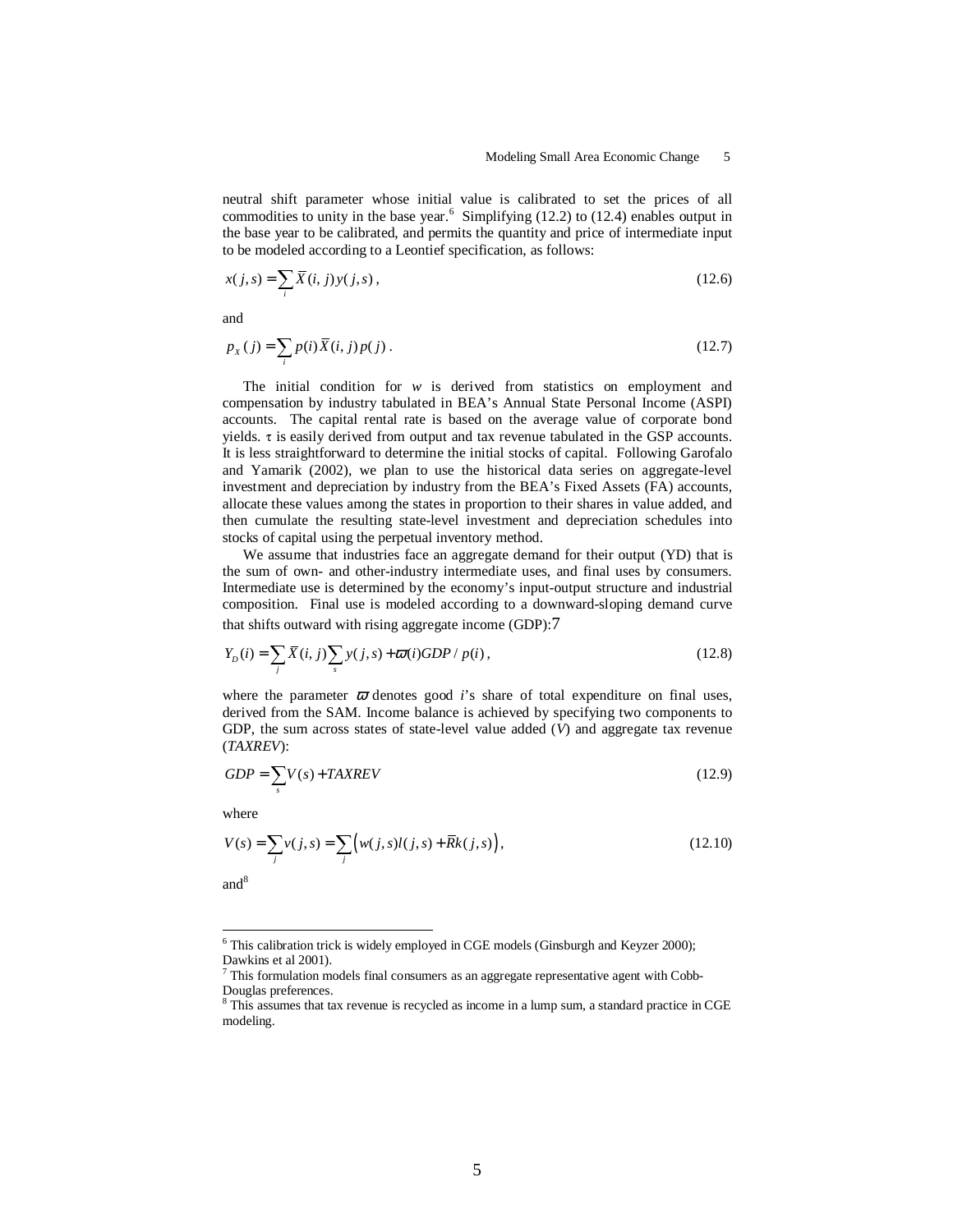neutral shift parameter whose initial value is calibrated to set the prices of all commodities to unity in the base year.[6] Simplifying (12.2) to (12.4) enables output in the base year to be calibrated, and permits the quantity and price of intermediate input to be modeled according to a Leontief specification, as follows:

$$x(j,s) = \sum_i \bar{X}(i,j) y(j,s) , \tag{12.6}$$

and

$$p_X(j) = \sum_i p(i) \bar{X}(i,j) p(j) . \tag{12.7}$$

The initial condition for $w$ is derived from statistics on employment and compensation by industry tabulated in BEA's Annual State Personal Income (ASPI) accounts. The capital rental rate is based on the average value of corporate bond yields. $\tau$ is easily derived from output and tax revenue tabulated in the GSP accounts. It is less straightforward to determine the initial stocks of capital. Following Garofalo and Yamarik (2002), we plan to use the historical data series on aggregate-level investment and depreciation by industry from the BEA's Fixed Assets (FA) accounts, allocate these values among the states in proportion to their shares in value added, and then cumulate the resulting state-level investment and depreciation schedules into stocks of capital using the perpetual inventory method.

We assume that industries face an aggregate demand for their output (YD) that is the sum of own- and other-industry intermediate uses, and final uses by consumers. Intermediate use is determined by the economy's input-output structure and industrial composition. Final use is modeled according to a downward-sloping demand curve that shifts outward with rising aggregate income (GDP):[7]

$$Y_D(i) = \sum_j \bar{X}(i,j) \sum_s y(j,s) + \varpi(i) GDP / p(i) , \tag{12.8}$$

where the parameter $\varpi$ denotes good $i$'s share of total expenditure on final uses, derived from the SAM. Income balance is achieved by specifying two components to GDP, the sum across states of state-level value added ($V$) and aggregate tax revenue (*TAXREV*):

$$GDP = \sum_s V(s) + TAXREV \tag{12.9}$$

where

$$V(s) = \sum_j v(j,s) = \sum_j \left( w(j,s) l(j,s) + \bar{R} k(j,s) \right), \tag{12.10}$$

and[8]

---

[6] This calibration trick is widely employed in CGE models (Ginsburgh and Keyzer 2000); Dawkins et al 2001).

[7] This formulation models final consumers as an aggregate representative agent with Cobb-Douglas preferences.

[8] This assumes that tax revenue is recycled as income in a lump sum, a standard practice in CGE modeling.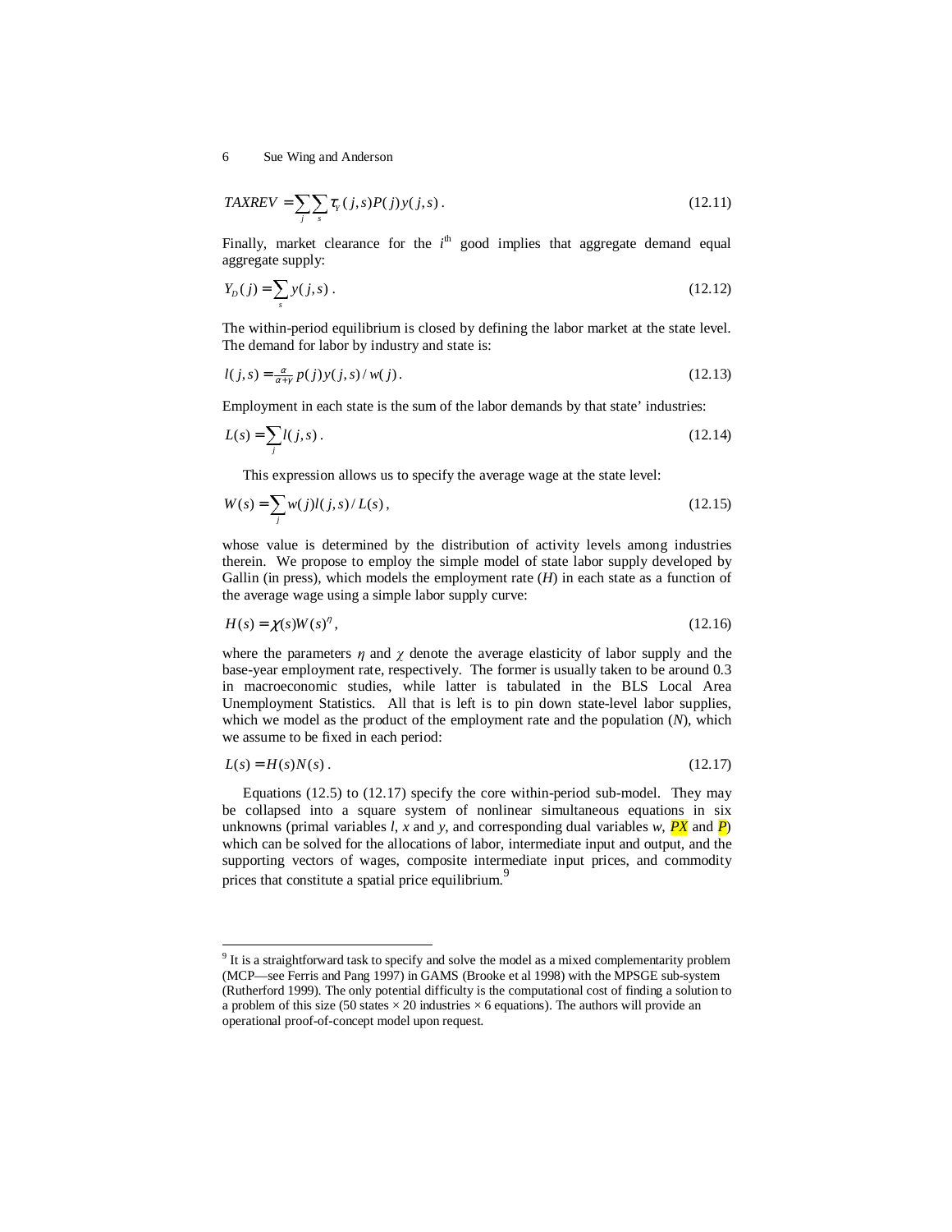$$TAXREV = \sum_j \sum_s \tau_Y(j,s) P(j) y(j,s) \,. \tag{12.11}$$

Finally, market clearance for the $i^{\text{th}}$ good implies that aggregate demand equal aggregate supply:

$$Y_D(j) = \sum_s y(j,s) \,. \tag{12.12}$$

The within-period equilibrium is closed by defining the labor market at the state level. The demand for labor by industry and state is:

$$l(j,s) = \tfrac{\alpha}{\alpha+\gamma} p(j) y(j,s) / w(j) \,. \tag{12.13}$$

Employment in each state is the sum of the labor demands by that state' industries:

$$L(s) = \sum_j l(j,s) \,. \tag{12.14}$$

This expression allows us to specify the average wage at the state level:

$$W(s) = \sum_j w(j) l(j,s) / L(s) \,, \tag{12.15}$$

whose value is determined by the distribution of activity levels among industries therein. We propose to employ the simple model of state labor supply developed by Gallin (in press), which models the employment rate ($H$) in each state as a function of the average wage using a simple labor supply curve:

$$H(s) = \chi(s) W(s)^{\eta} \,, \tag{12.16}$$

where the parameters $\eta$ and $\chi$ denote the average elasticity of labor supply and the base-year employment rate, respectively. The former is usually taken to be around 0.3 in macroeconomic studies, while latter is tabulated in the BLS Local Area Unemployment Statistics. All that is left is to pin down state-level labor supplies, which we model as the product of the employment rate and the population ($N$), which we assume to be fixed in each period:

$$L(s) = H(s) N(s) \,. \tag{12.17}$$

Equations (12.5) to (12.17) specify the core within-period sub-model. They may be collapsed into a square system of nonlinear simultaneous equations in six unknowns (primal variables $l$, $x$ and $y$, and corresponding dual variables $w$, $PX$ and $P$) which can be solved for the allocations of labor, intermediate input and output, and the supporting vectors of wages, composite intermediate input prices, and commodity prices that constitute a spatial price equilibrium.[9]

---

[9] It is a straightforward task to specify and solve the model as a mixed complementarity problem (MCP—see Ferris and Pang 1997) in GAMS (Brooke et al 1998) with the MPSGE sub-system (Rutherford 1999). The only potential difficulty is the computational cost of finding a solution to a problem of this size (50 states × 20 industries × 6 equations). The authors will provide an operational proof-of-concept model upon request.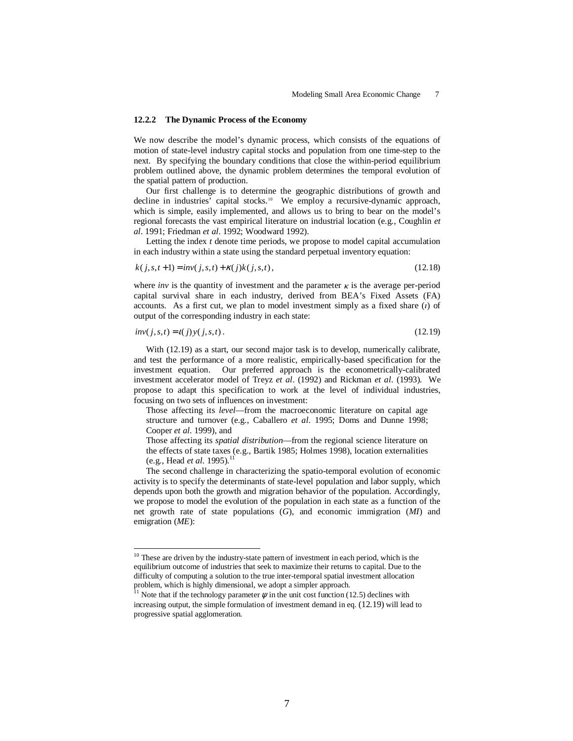### 12.2.2 The Dynamic Process of the Economy

We now describe the model's dynamic process, which consists of the equations of motion of state-level industry capital stocks and population from one time-step to the next. By specifying the boundary conditions that close the within-period equilibrium problem outlined above, the dynamic problem determines the temporal evolution of the spatial pattern of production.

Our first challenge is to determine the geographic distributions of growth and decline in industries' capital stocks.[10] We employ a recursive-dynamic approach, which is simple, easily implemented, and allows us to bring to bear on the model's regional forecasts the vast empirical literature on industrial location (e.g., Coughlin *et al*. 1991; Friedman *et al*. 1992; Woodward 1992).

Letting the index *t* denote time periods, we propose to model capital accumulation in each industry within a state using the standard perpetual inventory equation:

$$k(j,s,t+1) = inv(j,s,t) + \kappa(j)k(j,s,t), \tag{12.18}$$

where *inv* is the quantity of investment and the parameter $\kappa$ is the average per-period capital survival share in each industry, derived from BEA's Fixed Assets (FA) accounts. As a first cut, we plan to model investment simply as a fixed share ($\iota$) of output of the corresponding industry in each state:

$$inv(j,s,t) = \iota(j)y(j,s,t). \tag{12.19}$$

With (12.19) as a start, our second major task is to develop, numerically calibrate, and test the performance of a more realistic, empirically-based specification for the investment equation. Our preferred approach is the econometrically-calibrated investment accelerator model of Treyz *et al*. (1992) and Rickman *et al*. (1993). We propose to adapt this specification to work at the level of individual industries, focusing on two sets of influences on investment:

Those affecting its *level*—from the macroeconomic literature on capital age structure and turnover (e.g., Caballero *et al*. 1995; Doms and Dunne 1998; Cooper *et al*. 1999), and

Those affecting its *spatial distribution*—from the regional science literature on the effects of state taxes (e.g., Bartik 1985; Holmes 1998), location externalities (e.g., Head *et al.* 1995).[11]

The second challenge in characterizing the spatio-temporal evolution of economic activity is to specify the determinants of state-level population and labor supply, which depends upon both the growth and migration behavior of the population. Accordingly, we propose to model the evolution of the population in each state as a function of the net growth rate of state populations (*G*), and economic immigration (*MI*) and emigration (*ME*):

---

[10] These are driven by the industry-state pattern of investment in each period, which is the equilibrium outcome of industries that seek to maximize their returns to capital. Due to the difficulty of computing a solution to the true inter-temporal spatial investment allocation problem, which is highly dimensional, we adopt a simpler approach.

[11] Note that if the technology parameter $\psi$ in the unit cost function (12.5) declines with increasing output, the simple formulation of investment demand in eq. (12.19) will lead to progressive spatial agglomeration.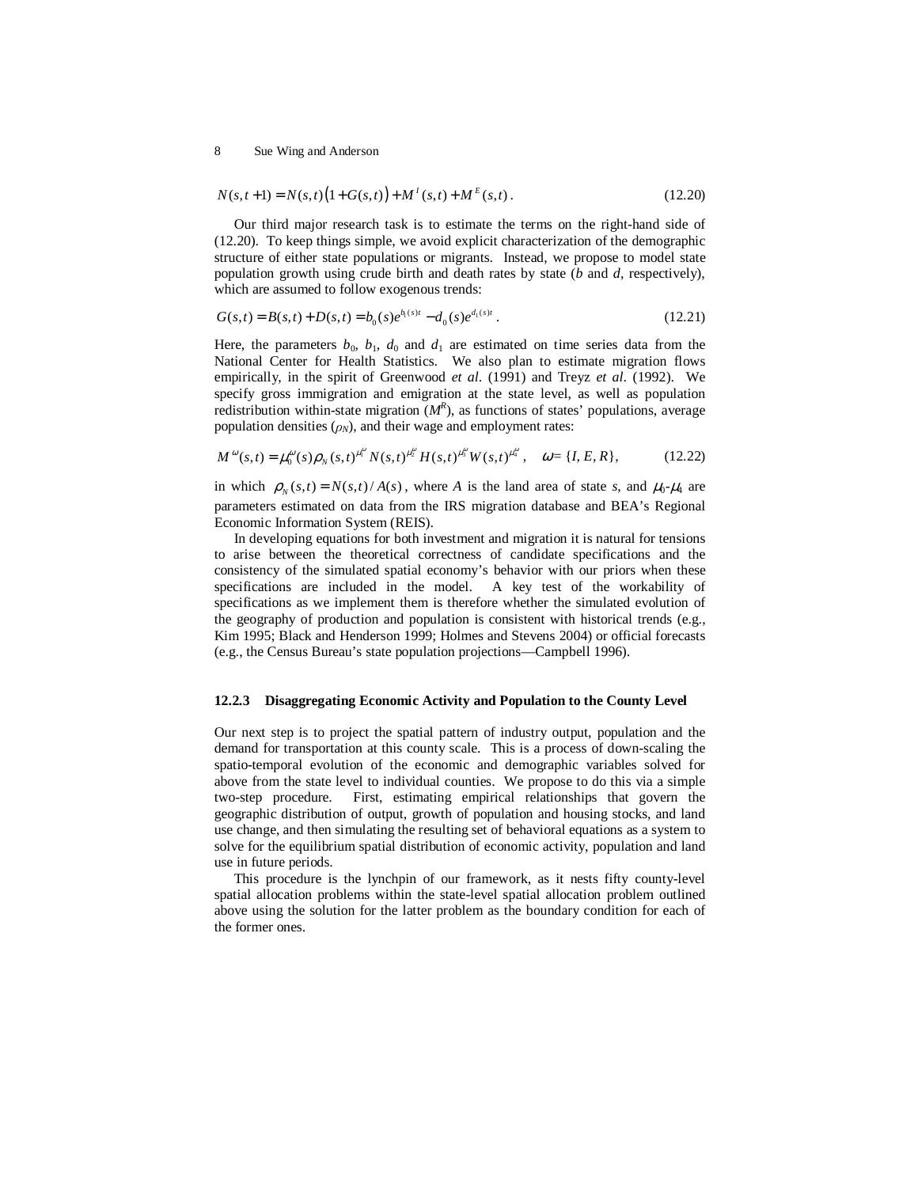$$N(s,t+1) = N(s,t)\left(1+G(s,t)\right) + M^I(s,t) + M^E(s,t)\,. \tag{12.20}$$

Our third major research task is to estimate the terms on the right-hand side of (12.20). To keep things simple, we avoid explicit characterization of the demographic structure of either state populations or migrants. Instead, we propose to model state population growth using crude birth and death rates by state ($b$ and $d$, respectively), which are assumed to follow exogenous trends:

$$G(s,t) = B(s,t) + D(s,t) = b_0(s)e^{b_1(s)t} - d_0(s)e^{d_1(s)t}\,. \tag{12.21}$$

Here, the parameters $b_0$, $b_1$, $d_0$ and $d_1$ are estimated on time series data from the National Center for Health Statistics. We also plan to estimate migration flows empirically, in the spirit of Greenwood *et al.* (1991) and Treyz *et al.* (1992). We specify gross immigration and emigration at the state level, as well as population redistribution within-state migration ($M^R$), as functions of states' populations, average population densities ($\rho_N$), and their wage and employment rates:

$$M^{\omega}(s,t) = \mu_0^{\omega}(s)\rho_N(s,t)^{\mu_1^{\omega}} N(s,t)^{\mu_2^{\omega}} H(s,t)^{\mu_3^{\omega}} W(s,t)^{\mu_4^{\omega}}\,, \quad \omega = \{I, E, R\}, \tag{12.22}$$

in which $\rho_N(s,t) = N(s,t)/A(s)$, where $A$ is the land area of state $s$, and $\mu_0$-$\mu_4$ are parameters estimated on data from the IRS migration database and BEA's Regional Economic Information System (REIS).

In developing equations for both investment and migration it is natural for tensions to arise between the theoretical correctness of candidate specifications and the consistency of the simulated spatial economy's behavior with our priors when these specifications are included in the model. A key test of the workability of specifications as we implement them is therefore whether the simulated evolution of the geography of production and population is consistent with historical trends (e.g., Kim 1995; Black and Henderson 1999; Holmes and Stevens 2004) or official forecasts (e.g., the Census Bureau's state population projections—Campbell 1996).

### 12.2.3 Disaggregating Economic Activity and Population to the County Level

Our next step is to project the spatial pattern of industry output, population and the demand for transportation at this county scale. This is a process of down-scaling the spatio-temporal evolution of the economic and demographic variables solved for above from the state level to individual counties. We propose to do this via a simple two-step procedure. First, estimating empirical relationships that govern the geographic distribution of output, growth of population and housing stocks, and land use change, and then simulating the resulting set of behavioral equations as a system to solve for the equilibrium spatial distribution of economic activity, population and land use in future periods.

This procedure is the lynchpin of our framework, as it nests fifty county-level spatial allocation problems within the state-level spatial allocation problem outlined above using the solution for the latter problem as the boundary condition for each of the former ones.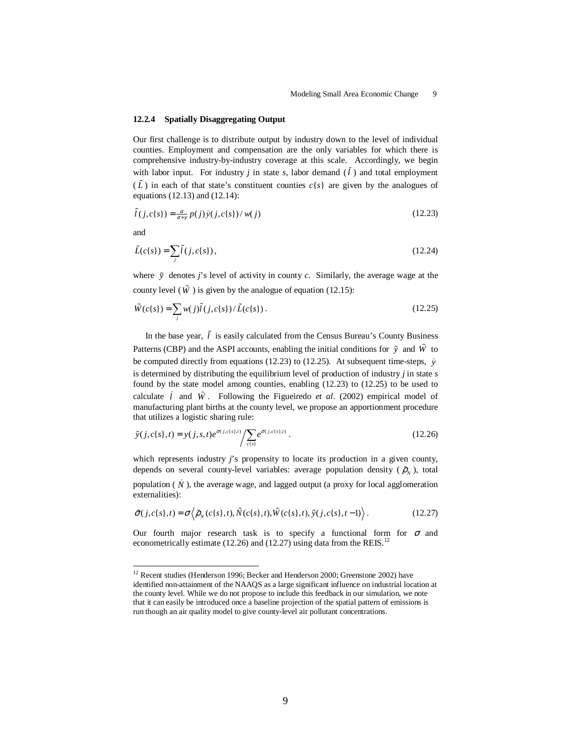### 12.2.4 Spatially Disaggregating Output

Our first challenge is to distribute output by industry down to the level of individual counties. Employment and compensation are the only variables for which there is comprehensive industry-by-industry coverage at this scale. Accordingly, we begin with labor input. For industry *j* in state *s*, labor demand ($\tilde{l}$) and total employment ($\tilde{L}$) in each of that state's constituent counties $c\{s\}$ are given by the analogues of equations (12.13) and (12.14):

$$\tilde{l}(j,c\{s\}) = \tfrac{\alpha}{\alpha+\gamma}\, p(j)\tilde{y}(j,c\{s\}) / w(j) \tag{12.23}$$

and

$$\tilde{L}(c\{s\}) = \sum_j \tilde{l}(j,c\{s\}), \tag{12.24}$$

where $\tilde{y}$ denotes *j*'s level of activity in county *c*. Similarly, the average wage at the county level ($\tilde{W}$) is given by the analogue of equation (12.15):

$$\tilde{W}(c\{s\}) = \sum_j w(j)\tilde{l}(j,c\{s\}) / \tilde{L}(c\{s\}). \tag{12.25}$$

In the base year, $\tilde{l}$ is easily calculated from the Census Bureau's County Business Patterns (CBP) and the ASPI accounts, enabling the initial conditions for $\tilde{y}$ and $\tilde{W}$ to be computed directly from equations (12.23) to (12.25). At subsequent time-steps, $\tilde{y}$ is determined by distributing the equilibrium level of production of industry *j* in state *s* found by the state model among counties, enabling (12.23) to (12.25) to be used to calculate $\tilde{l}$ and $\tilde{W}$. Following the Figueiredo *et al*. (2002) empirical model of manufacturing plant births at the county level, we propose an apportionment procedure that utilizes a logistic sharing rule:

$$\tilde{y}(j,c\{s\},t) = y(j,s,t)e^{\sigma(j,c\{s\},t)} \Big/ \sum_{c\{s\}} e^{\sigma(j,c\{s\},t)}. \tag{12.26}$$

which represents industry *j*'s propensity to locate its production in a given county, depends on several county-level variables: average population density ($\tilde{\rho}_N$), total population ($\tilde{N}$), the average wage, and lagged output (a proxy for local agglomeration externalities):

$$\tilde{\sigma}(j,c\{s\},t) = \sigma\left\langle \tilde{\rho}_N(c\{s\},t), \tilde{N}(c\{s\},t), \tilde{W}(c\{s\},t), \tilde{y}(j,c\{s\},t-1) \right\rangle. \tag{12.27}$$

Our fourth major research task is to specify a functional form for $\sigma$ and econometrically estimate (12.26) and (12.27) using data from the REIS.[12]

---

[12] Recent studies (Henderson 1996; Becker and Henderson 2000; Greenstone 2002) have identified non-attainment of the NAAQS as a large significant influence on industrial location at the county level. While we do not propose to include this feedback in our simulation, we note that it can easily be introduced once a baseline projection of the spatial pattern of emissions is run though an air quality model to give county-level air pollutant concentrations.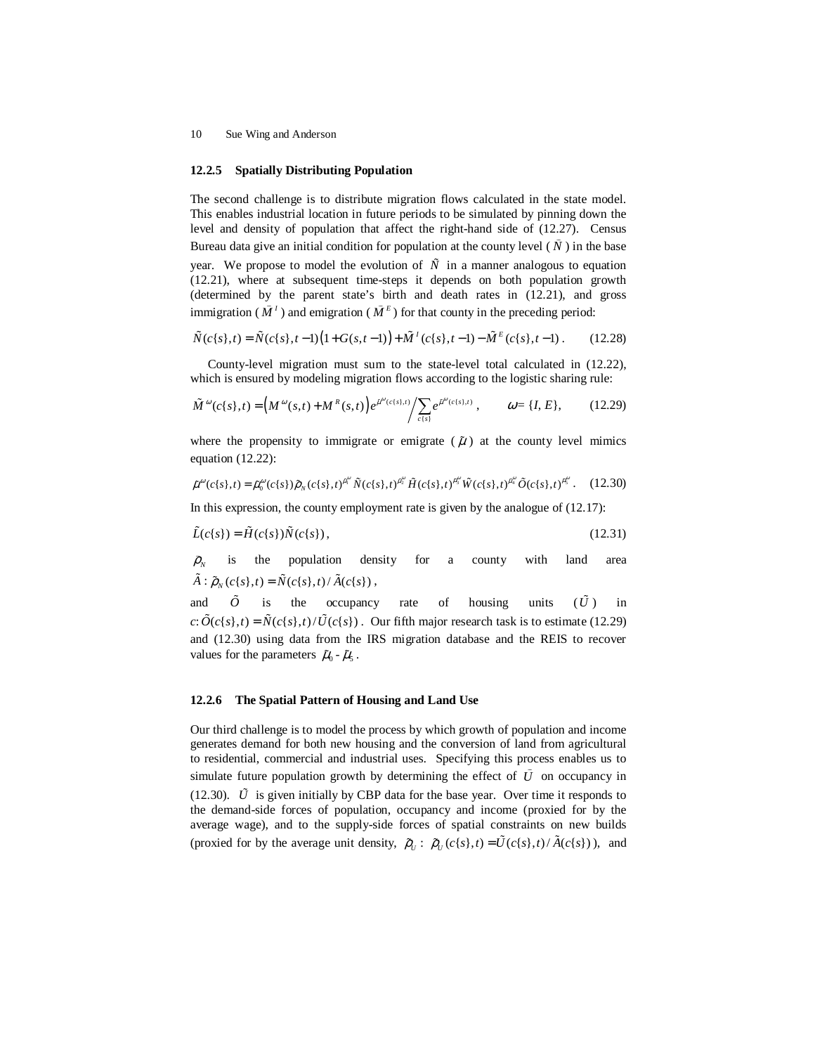### 12.2.5 Spatially Distributing Population

The second challenge is to distribute migration flows calculated in the state model. This enables industrial location in future periods to be simulated by pinning down the level and density of population that affect the right-hand side of (12.27). Census Bureau data give an initial condition for population at the county level ( $\tilde{N}$ ) in the base year. We propose to model the evolution of $\tilde{N}$ in a manner analogous to equation (12.21), where at subsequent time-steps it depends on both population growth (determined by the parent state's birth and death rates in (12.21), and gross immigration ( $\tilde{M}^I$ ) and emigration ( $\tilde{M}^E$ ) for that county in the preceding period:

$$\tilde{N}(c\{s\},t) = \tilde{N}(c\{s\},t-1)\left(1+G(s,t-1)\right)+\tilde{M}^I(c\{s\},t-1)-\tilde{M}^E(c\{s\},t-1)\,. \qquad (12.28)$$

County-level migration must sum to the state-level total calculated in (12.22), which is ensured by modeling migration flows according to the logistic sharing rule:

$$\tilde{M}^{\omega}(c\{s\},t) = \left(M^{\omega}(s,t)+M^{R}(s,t)\right)e^{\tilde{\mu}^{\omega}(c\{s\},t)} \Big/ \sum_{c\{s\}} e^{\tilde{\mu}^{\omega}(c\{s\},t)}\,, \qquad \omega = \{I, E\}, \qquad (12.29)$$

where the propensity to immigrate or emigrate ( $\tilde{\mu}$ ) at the county level mimics equation (12.22):

$$\tilde{\mu}^{\omega}(c\{s\},t) = \tilde{\mu}_0^{\omega}(c\{s\})\tilde{\rho}_N(c\{s\},t)^{\tilde{\mu}_1^{\omega}}\,\tilde{N}(c\{s\},t)^{\tilde{\mu}_2^{\omega}}\,\tilde{H}(c\{s\},t)^{\tilde{\mu}_3^{\omega}}\,\tilde{W}(c\{s\},t)^{\tilde{\mu}_4^{\omega}}\,\tilde{O}(c\{s\},t)^{\tilde{\mu}_5^{\omega}}\,. \qquad (12.30)$$

In this expression, the county employment rate is given by the analogue of (12.17):

$$\tilde{L}(c\{s\}) = \tilde{H}(c\{s\})\tilde{N}(c\{s\})\,, \qquad (12.31)$$

$\tilde{\rho}_N$ is the population density for a county with land area $\tilde{A}$ : $\tilde{\rho}_N(c\{s\},t) = \tilde{N}(c\{s\},t)/\tilde{A}(c\{s\})$ ,

and $\tilde{O}$ is the occupancy rate of housing units ( $\tilde{U}$ ) in $c$: $\tilde{O}(c\{s\},t) = \tilde{N}(c\{s\},t)/\tilde{U}(c\{s\})$ . Our fifth major research task is to estimate (12.29) and (12.30) using data from the IRS migration database and the REIS to recover values for the parameters $\tilde{\mu}_0$ - $\tilde{\mu}_5$ .

### 12.2.6 The Spatial Pattern of Housing and Land Use

Our third challenge is to model the process by which growth of population and income generates demand for both new housing and the conversion of land from agricultural to residential, commercial and industrial uses. Specifying this process enables us to simulate future population growth by determining the effect of $\tilde{U}$ on occupancy in (12.30). $\tilde{U}$ is given initially by CBP data for the base year. Over time it responds to the demand-side forces of population, occupancy and income (proxied for by the average wage), and to the supply-side forces of spatial constraints on new builds (proxied for by the average unit density, $\tilde{\rho}_U$ : $\tilde{\rho}_U(c\{s\},t) = \tilde{U}(c\{s\},t)/\tilde{A}(c\{s\})$ ), and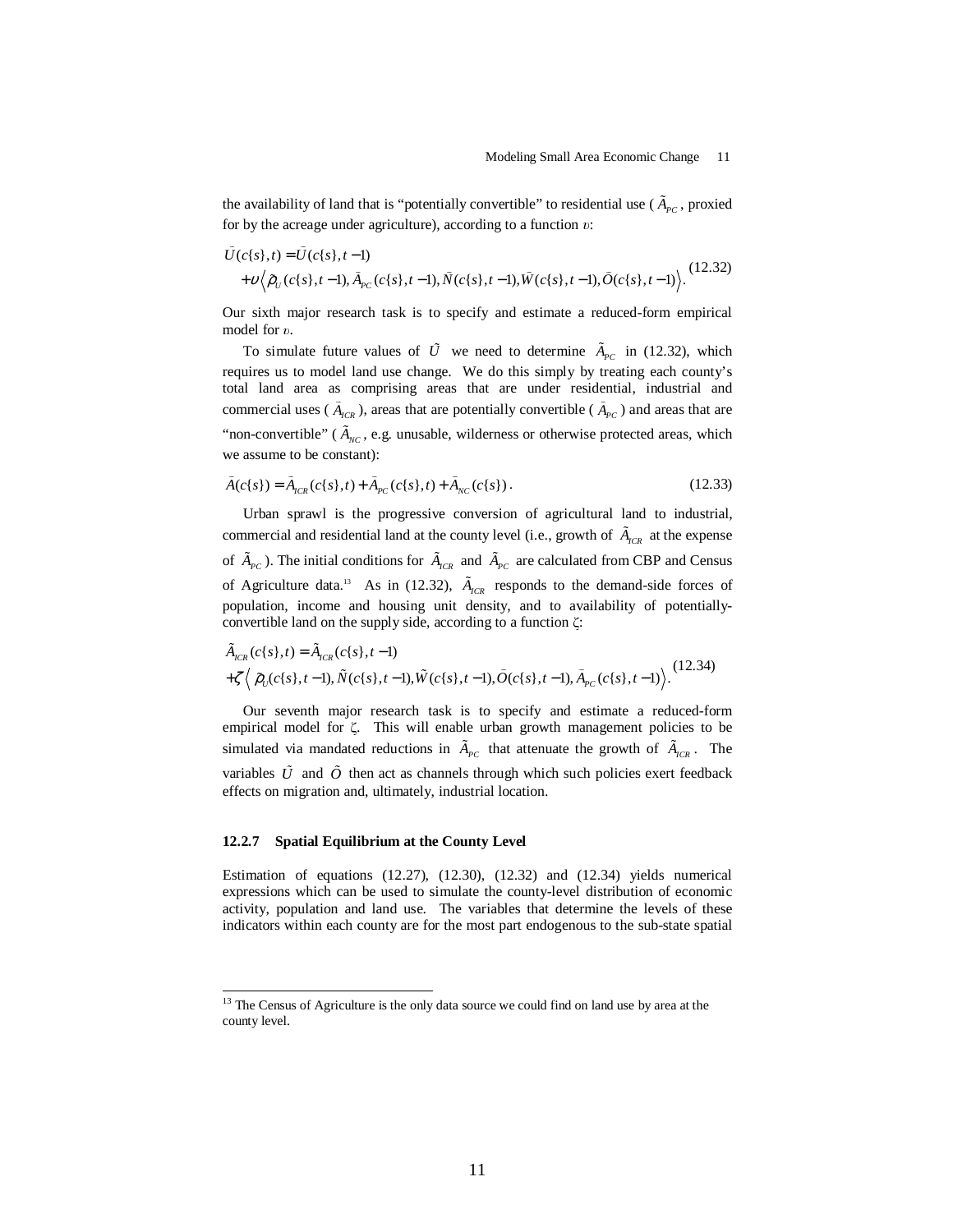the availability of land that is "potentially convertible" to residential use ( $\tilde{A}_{PC}$ , proxied for by the acreage under agriculture), according to a function $\upsilon$:

$$\begin{aligned}
\bar{U}(c\{s\},t) &= \bar{U}(c\{s\},t-1) \\
&+ \upsilon \left\langle \tilde{\rho}_U(c\{s\},t-1), \bar{A}_{PC}(c\{s\},t-1), \bar{N}(c\{s\},t-1), \bar{W}(c\{s\},t-1), \bar{O}(c\{s\},t-1) \right\rangle .
\end{aligned} \tag{12.32}$$

Our sixth major research task is to specify and estimate a reduced-form empirical model for $\upsilon$.

To simulate future values of $\tilde{U}$ we need to determine $\tilde{A}_{PC}$ in (12.32), which requires us to model land use change. We do this simply by treating each county's total land area as comprising areas that are under residential, industrial and commercial uses ( $\bar{A}_{ICR}$ ), areas that are potentially convertible ( $\bar{A}_{PC}$ ) and areas that are "non-convertible" ( $\tilde{A}_{NC}$ , e.g. unusable, wilderness or otherwise protected areas, which we assume to be constant):

$$\bar{A}(c\{s\}) = \bar{A}_{ICR}(c\{s\},t) + \bar{A}_{PC}(c\{s\},t) + \bar{A}_{NC}(c\{s\}) . \tag{12.33}$$

Urban sprawl is the progressive conversion of agricultural land to industrial, commercial and residential land at the county level (i.e., growth of $\tilde{A}_{ICR}$ at the expense of $\tilde{A}_{PC}$ ). The initial conditions for $\tilde{A}_{ICR}$ and $\tilde{A}_{PC}$ are calculated from CBP and Census of Agriculture data.[13] As in (12.32), $\tilde{A}_{ICR}$ responds to the demand-side forces of population, income and housing unit density, and to availability of potentially-convertible land on the supply side, according to a function $\zeta$:

$$\begin{aligned}
\tilde{A}_{ICR}(c\{s\},t) &= \tilde{A}_{ICR}(c\{s\},t-1) \\
&+ \zeta \left\langle \tilde{\rho}_U(c\{s\},t-1), \tilde{N}(c\{s\},t-1), \tilde{W}(c\{s\},t-1), \bar{O}(c\{s\},t-1), \bar{A}_{PC}(c\{s\},t-1) \right\rangle .
\end{aligned} \tag{12.34}$$

Our seventh major research task is to specify and estimate a reduced-form empirical model for $\zeta$. This will enable urban growth management policies to be simulated via mandated reductions in $\tilde{A}_{PC}$ that attenuate the growth of $\tilde{A}_{ICR}$ . The variables $\tilde{U}$ and $\tilde{O}$ then act as channels through which such policies exert feedback effects on migration and, ultimately, industrial location.

### 12.2.7 Spatial Equilibrium at the County Level

Estimation of equations (12.27), (12.30), (12.32) and (12.34) yields numerical expressions which can be used to simulate the county-level distribution of economic activity, population and land use. The variables that determine the levels of these indicators within each county are for the most part endogenous to the sub-state spatial

---

[13] The Census of Agriculture is the only data source we could find on land use by area at the county level.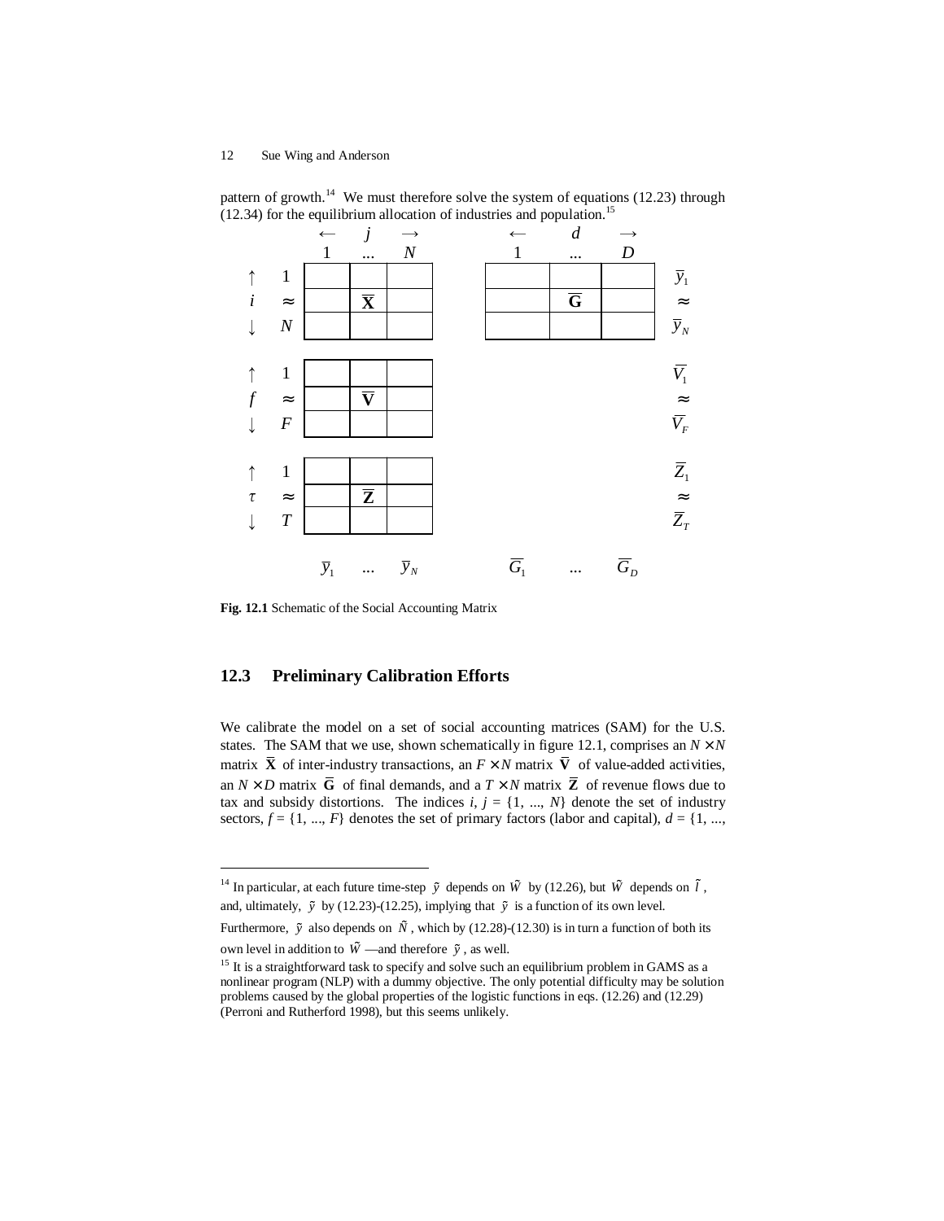pattern of growth.[14] We must therefore solve the system of equations (12.23) through (12.34) for the equilibrium allocation of industries and population.[15]

| | | ← $j$ → | | | | ← $d$ → | | | |
|---|---|---|---|---|---|---|---|---|---|
| | | 1 | ... | $N$ | 1 | ... | $D$ | |
| ↑ | 1 | | | | | | | $\bar{y}_1$ |
| $i$ | ≈ | | $\bar{\mathbf{X}}$ | | | $\bar{\mathbf{G}}$ | | ≈ |
| ↓ | $N$ | | | | | | | $\bar{y}_N$ |
| ↑ | 1 | | | | | | | $\bar{V}_1$ |
| $f$ | ≈ | | $\bar{\mathbf{V}}$ | | | | | ≈ |
| ↓ | $F$ | | | | | | | $\bar{V}_F$ |
| ↑ | 1 | | | | | | | $\bar{Z}_1$ |
| $\tau$ | ≈ | | $\bar{\mathbf{Z}}$ | | | | | ≈ |
| ↓ | $T$ | | | | | | | $\bar{Z}_T$ |
| | | $\bar{y}_1$ | ... | $\bar{y}_N$ | $\bar{G}_1$ | ... | $\bar{G}_D$ | |

**Fig. 12.1** Schematic of the Social Accounting Matrix

## 12.3 Preliminary Calibration Efforts

We calibrate the model on a set of social accounting matrices (SAM) for the U.S. states. The SAM that we use, shown schematically in figure 12.1, comprises an $N \times N$ matrix $\bar{\mathbf{X}}$ of inter-industry transactions, an $F \times N$ matrix $\bar{\mathbf{V}}$ of value-added activities, an $N \times D$ matrix $\bar{\mathbf{G}}$ of final demands, and a $T \times N$ matrix $\bar{\mathbf{Z}}$ of revenue flows due to tax and subsidy distortions. The indices $i, j = \{1, ..., N\}$ denote the set of industry sectors, $f = \{1, ..., F\}$ denotes the set of primary factors (labor and capital), $d = \{1, ...,$

---

[14] In particular, at each future time-step $\tilde{y}$ depends on $\tilde{W}$ by (12.26), but $\tilde{W}$ depends on $\tilde{l}$, and, ultimately, $\tilde{y}$ by (12.23)-(12.25), implying that $\tilde{y}$ is a function of its own level. Furthermore, $\tilde{y}$ also depends on $\tilde{N}$, which by (12.28)-(12.30) is in turn a function of both its own level in addition to $\tilde{W}$ —and therefore $\tilde{y}$, as well.

[15] It is a straightforward task to specify and solve such an equilibrium problem in GAMS as a nonlinear program (NLP) with a dummy objective. The only potential difficulty may be solution problems caused by the global properties of the logistic functions in eqs. (12.26) and (12.29) (Perroni and Rutherford 1998), but this seems unlikely.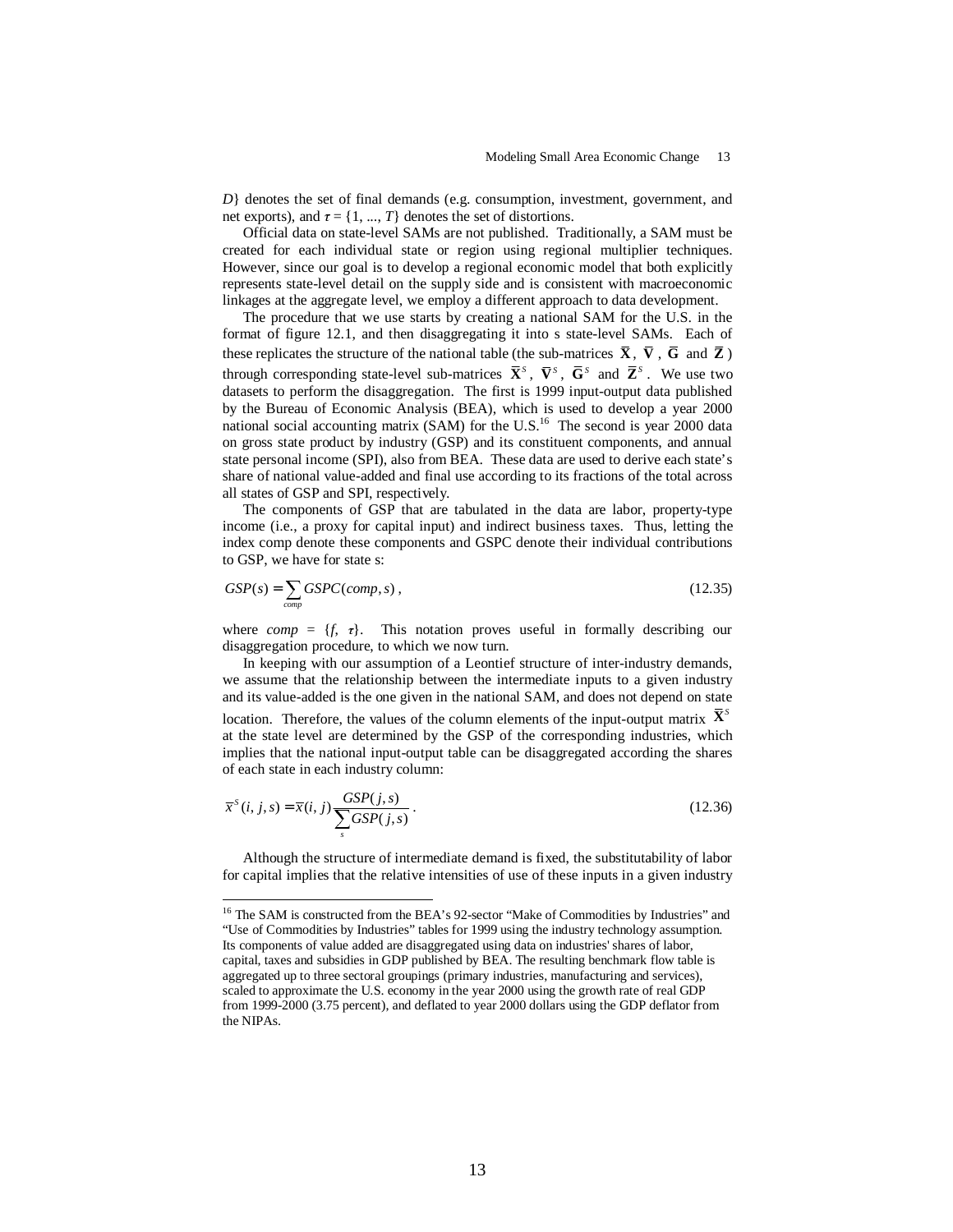$D\}$ denotes the set of final demands (e.g. consumption, investment, government, and net exports), and $\tau = \{1, ..., T\}$ denotes the set of distortions.

Official data on state-level SAMs are not published. Traditionally, a SAM must be created for each individual state or region using regional multiplier techniques. However, since our goal is to develop a regional economic model that both explicitly represents state-level detail on the supply side and is consistent with macroeconomic linkages at the aggregate level, we employ a different approach to data development.

The procedure that we use starts by creating a national SAM for the U.S. in the format of figure 12.1, and then disaggregating it into s state-level SAMs. Each of these replicates the structure of the national table (the sub-matrices $\bar{\mathbf{X}}$, $\bar{\mathbf{V}}$, $\bar{\mathbf{G}}$ and $\bar{\mathbf{Z}}$) through corresponding state-level sub-matrices $\bar{\mathbf{X}}^S$, $\bar{\mathbf{V}}^S$, $\bar{\mathbf{G}}^S$ and $\bar{\mathbf{Z}}^S$. We use two datasets to perform the disaggregation. The first is 1999 input-output data published by the Bureau of Economic Analysis (BEA), which is used to develop a year 2000 national social accounting matrix (SAM) for the U.S.[16] The second is year 2000 data on gross state product by industry (GSP) and its constituent components, and annual state personal income (SPI), also from BEA. These data are used to derive each state's share of national value-added and final use according to its fractions of the total across all states of GSP and SPI, respectively.

The components of GSP that are tabulated in the data are labor, property-type income (i.e., a proxy for capital input) and indirect business taxes. Thus, letting the index comp denote these components and GSPC denote their individual contributions to GSP, we have for state s:

$$GSP(s) = \sum_{comp} GSPC(comp, s)\,, \tag{12.35}$$

where $comp = \{f, \tau\}$. This notation proves useful in formally describing our disaggregation procedure, to which we now turn.

In keeping with our assumption of a Leontief structure of inter-industry demands, we assume that the relationship between the intermediate inputs to a given industry and its value-added is the one given in the national SAM, and does not depend on state location. Therefore, the values of the column elements of the input-output matrix $\bar{\mathbf{X}}^S$ at the state level are determined by the GSP of the corresponding industries, which implies that the national input-output table can be disaggregated according the shares of each state in each industry column:

$$\bar{x}^S(i, j, s) = \bar{x}(i, j)\frac{GSP(j, s)}{\sum_s GSP(j, s)}\,. \tag{12.36}$$

Although the structure of intermediate demand is fixed, the substitutability of labor for capital implies that the relative intensities of use of these inputs in a given industry

[16] The SAM is constructed from the BEA's 92-sector "Make of Commodities by Industries" and "Use of Commodities by Industries" tables for 1999 using the industry technology assumption. Its components of value added are disaggregated using data on industries' shares of labor, capital, taxes and subsidies in GDP published by BEA. The resulting benchmark flow table is aggregated up to three sectoral groupings (primary industries, manufacturing and services), scaled to approximate the U.S. economy in the year 2000 using the growth rate of real GDP from 1999-2000 (3.75 percent), and deflated to year 2000 dollars using the GDP deflator from the NIPAs.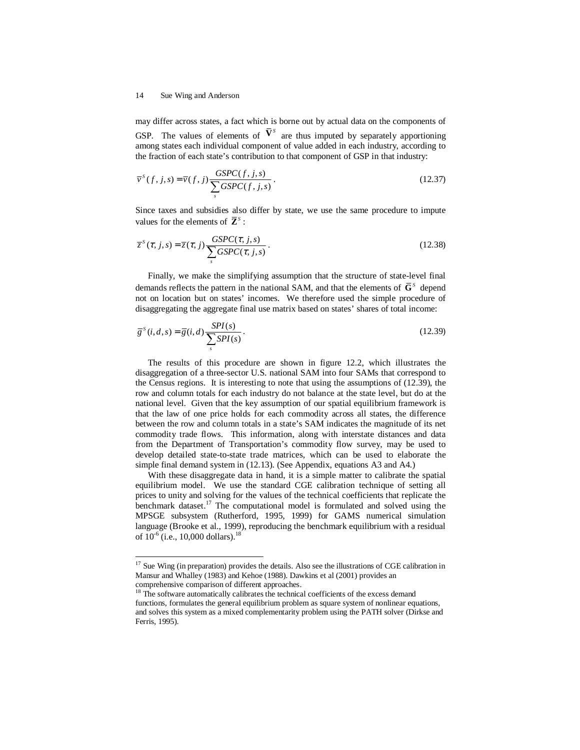may differ across states, a fact which is borne out by actual data on the components of GSP. The values of elements of $\overline{\mathbf{V}}^S$ are thus imputed by separately apportioning among states each individual component of value added in each industry, according to the fraction of each state's contribution to that component of GSP in that industry:

$$\overline{v}^S(f,j,s) = \overline{v}(f,j)\frac{GSPC(f,j,s)}{\sum_s GSPC(f,j,s)}. \tag{12.37}$$

Since taxes and subsidies also differ by state, we use the same procedure to impute values for the elements of $\overline{\mathbf{Z}}^S$:

$$\overline{z}^S(\tau,j,s) = \overline{z}(\tau,j)\frac{GSPC(\tau,j,s)}{\sum_s GSPC(\tau,j,s)}. \tag{12.38}$$

Finally, we make the simplifying assumption that the structure of state-level final demands reflects the pattern in the national SAM, and that the elements of $\overline{\mathbf{G}}^S$ depend not on location but on states' incomes. We therefore used the simple procedure of disaggregating the aggregate final use matrix based on states' shares of total income:

$$\overline{g}^S(i,d,s) = \overline{g}(i,d)\frac{SPI(s)}{\sum_s SPI(s)}. \tag{12.39}$$

The results of this procedure are shown in figure 12.2, which illustrates the disaggregation of a three-sector U.S. national SAM into four SAMs that correspond to the Census regions. It is interesting to note that using the assumptions of (12.39), the row and column totals for each industry do not balance at the state level, but do at the national level. Given that the key assumption of our spatial equilibrium framework is that the law of one price holds for each commodity across all states, the difference between the row and column totals in a state's SAM indicates the magnitude of its net commodity trade flows. This information, along with interstate distances and data from the Department of Transportation's commodity flow survey, may be used to develop detailed state-to-state trade matrices, which can be used to elaborate the simple final demand system in (12.13). (See Appendix, equations A3 and A4.)

With these disaggregate data in hand, it is a simple matter to calibrate the spatial equilibrium model. We use the standard CGE calibration technique of setting all prices to unity and solving for the values of the technical coefficients that replicate the benchmark dataset.[17] The computational model is formulated and solved using the MPSGE subsystem (Rutherford, 1995, 1999) for GAMS numerical simulation language (Brooke et al., 1999), reproducing the benchmark equilibrium with a residual of $10^{-6}$ (i.e., 10,000 dollars).[18]

---

[17] Sue Wing (in preparation) provides the details. Also see the illustrations of CGE calibration in Mansur and Whalley (1983) and Kehoe (1988). Dawkins et al (2001) provides an comprehensive comparison of different approaches.

[18] The software automatically calibrates the technical coefficients of the excess demand functions, formulates the general equilibrium problem as square system of nonlinear equations, and solves this system as a mixed complementarity problem using the PATH solver (Dirkse and Ferris, 1995).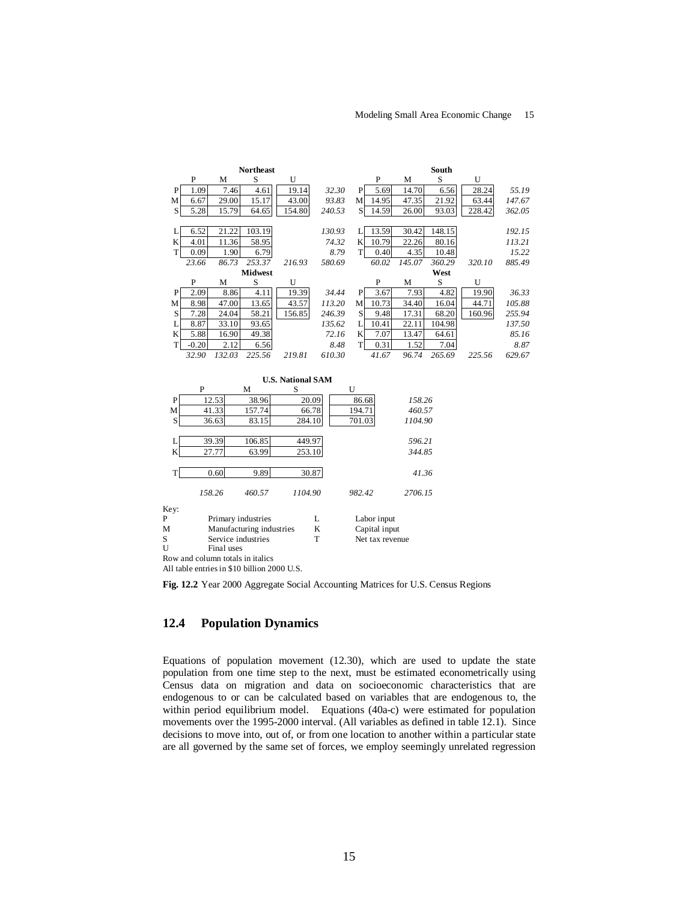**Northeast**

| | P | M | S | U | |
|---|---|---|---|---|---|
| P | 1.09 | 7.46 | 4.61 | 19.14 | *32.30* |
| M | 6.67 | 29.00 | 15.17 | 43.00 | *93.83* |
| S | 5.28 | 15.79 | 64.65 | 154.80 | *240.53* |
| L | 6.52 | 21.22 | 103.19 | | *130.93* |
| K | 4.01 | 11.36 | 58.95 | | *74.32* |
| T | 0.09 | 1.90 | 6.79 | | *8.79* |
| | *23.66* | *86.73* | *253.37* | *216.93* | *580.69* |

**South**

| | P | M | S | U | |
|---|---|---|---|---|---|
| P | 5.69 | 14.70 | 6.56 | 28.24 | *55.19* |
| M | 14.95 | 47.35 | 21.92 | 63.44 | *147.67* |
| S | 14.59 | 26.00 | 93.03 | 228.42 | *362.05* |
| L | 13.59 | 30.42 | 148.15 | | *192.15* |
| K | 10.79 | 22.26 | 80.16 | | *113.21* |
| T | 0.40 | 4.35 | 10.48 | | *15.22* |
| | *60.02* | *145.07* | *360.29* | *320.10* | *885.49* |

**Midwest**

| | P | M | S | U | |
|---|---|---|---|---|---|
| P | 2.09 | 8.86 | 4.11 | 19.39 | *34.44* |
| M | 8.98 | 47.00 | 13.65 | 43.57 | *113.20* |
| S | 7.28 | 24.04 | 58.21 | 156.85 | *246.39* |
| L | 8.87 | 33.10 | 93.65 | | *135.62* |
| K | 5.88 | 16.90 | 49.38 | | *72.16* |
| T | -0.20 | 2.12 | 6.56 | | *8.48* |
| | *32.90* | *132.03* | *225.56* | *219.81* | *610.30* |

**West**

| | P | M | S | U | |
|---|---|---|---|---|---|
| P | 3.67 | 7.93 | 4.82 | 19.90 | *36.33* |
| M | 10.73 | 34.40 | 16.04 | 44.71 | *105.88* |
| S | 9.48 | 17.31 | 68.20 | 160.96 | *255.94* |
| L | 10.41 | 22.11 | 104.98 | | *137.50* |
| K | 7.07 | 13.47 | 64.61 | | *85.16* |
| T | 0.31 | 1.52 | 7.04 | | *8.87* |
| | *41.67* | *96.74* | *265.69* | *225.56* | *629.67* |

**U.S. National SAM**

| | P | M | S | U | |
|---|---|---|---|---|---|
| P | 12.53 | 38.96 | 20.09 | 86.68 | *158.26* |
| M | 41.33 | 157.74 | 66.78 | 194.71 | *460.57* |
| S | 36.63 | 83.15 | 284.10 | 701.03 | *1104.90* |
| L | 39.39 | 106.85 | 449.97 | | *596.21* |
| K | 27.77 | 63.99 | 253.10 | | *344.85* |
| T | 0.60 | 9.89 | 30.87 | | *41.36* |
| | *158.26* | *460.57* | *1104.90* | *982.42* | *2706.15* |

Key:

| | | | |
|---|---|---|---|
| P | Primary industries | L | Labor input |
| M | Manufacturing industries | K | Capital input |
| S | Service industries | T | Net tax revenue |
| U | Final uses | | |

Row and column totals in italics

All table entries in $10 billion 2000 U.S.

**Fig. 12.2** Year 2000 Aggregate Social Accounting Matrices for U.S. Census Regions

## 12.4 Population Dynamics

Equations of population movement (12.30), which are used to update the state population from one time step to the next, must be estimated econometrically using Census data on migration and data on socioeconomic characteristics that are endogenous to or can be calculated based on variables that are endogenous to, the within period equilibrium model. Equations (40a-c) were estimated for population movements over the 1995-2000 interval. (All variables as defined in table 12.1). Since decisions to move into, out of, or from one location to another within a particular state are all governed by the same set of forces, we employ seemingly unrelated regression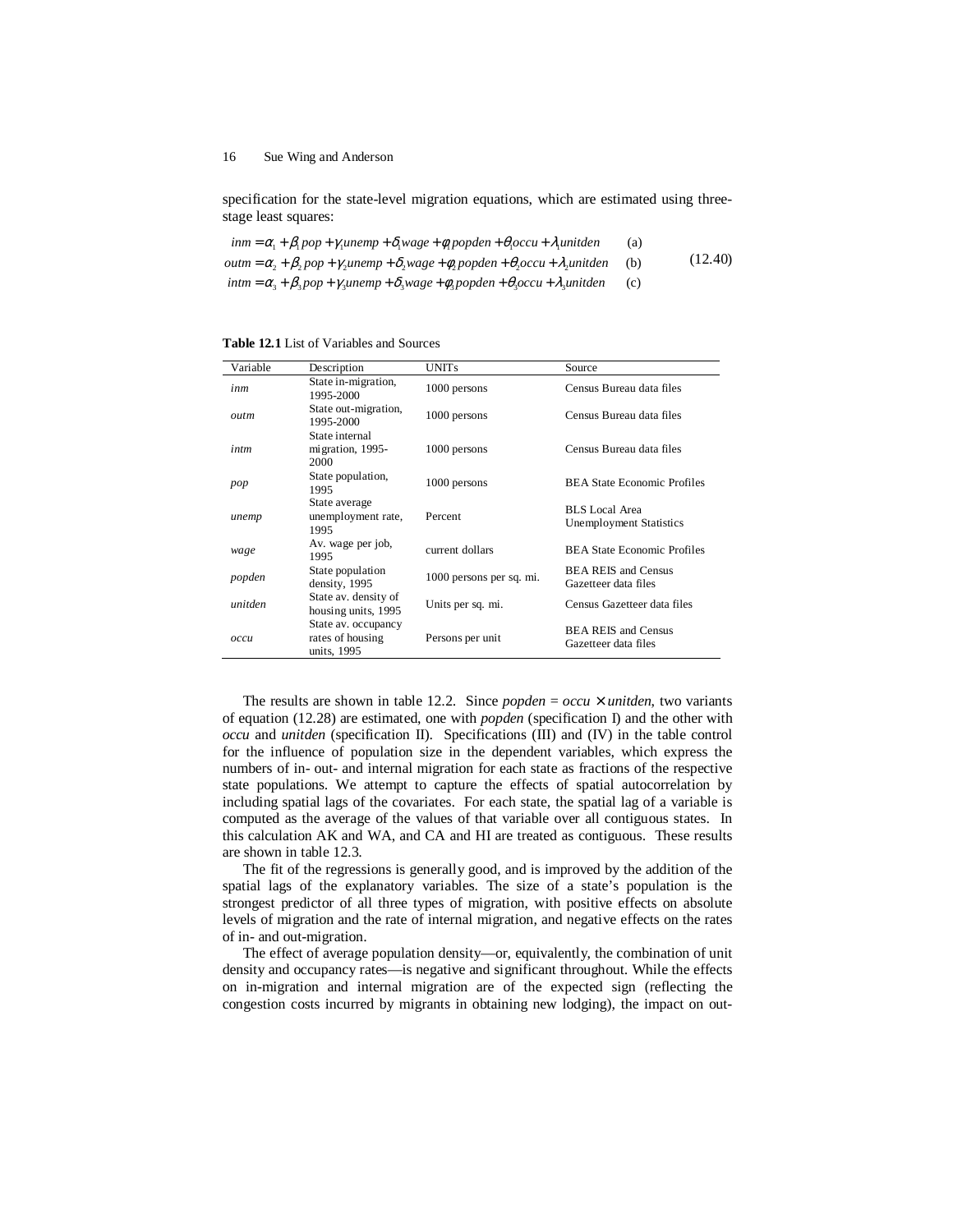specification for the state-level migration equations, which are estimated using three-stage least squares:

$$
\begin{aligned}
inm &= \alpha_1 + \beta_1 pop + \gamma_1 unemp + \delta_1 wage + \phi_1 popden + \theta_1 occu + \lambda_1 unitden && \text{(a)} \\
outm &= \alpha_2 + \beta_2 pop + \gamma_2 unemp + \delta_2 wage + \phi_2 popden + \theta_2 occu + \lambda_2 unitden && \text{(b)} \\
intm &= \alpha_3 + \beta_3 pop + \gamma_3 unemp + \delta_3 wage + \phi_3 popden + \theta_3 occu + \lambda_3 unitden && \text{(c)}
\end{aligned}
\tag{12.40}
$$

**Table 12.1** List of Variables and Sources

| Variable | Description | UNITs | Source |
|---|---|---|---|
| *inm* | State in-migration, 1995-2000 | 1000 persons | Census Bureau data files |
| *outm* | State out-migration, 1995-2000 | 1000 persons | Census Bureau data files |
| *intm* | State internal migration, 1995-2000 | 1000 persons | Census Bureau data files |
| *pop* | State population, 1995 | 1000 persons | BEA State Economic Profiles |
| *unemp* | State average unemployment rate, 1995 | Percent | BLS Local Area Unemployment Statistics |
| *wage* | Av. wage per job, 1995 | current dollars | BEA State Economic Profiles |
| *popden* | State population density, 1995 | 1000 persons per sq. mi. | BEA REIS and Census Gazetteer data files |
| *unitden* | State av. density of housing units, 1995 | Units per sq. mi. | Census Gazetteer data files |
| *occu* | State av. occupancy rates of housing units, 1995 | Persons per unit | BEA REIS and Census Gazetteer data files |

The results are shown in table 12.2. Since *popden* = *occu* × *unitden*, two variants of equation (12.28) are estimated, one with *popden* (specification I) and the other with *occu* and *unitden* (specification II). Specifications (III) and (IV) in the table control for the influence of population size in the dependent variables, which express the numbers of in- out- and internal migration for each state as fractions of the respective state populations. We attempt to capture the effects of spatial autocorrelation by including spatial lags of the covariates. For each state, the spatial lag of a variable is computed as the average of the values of that variable over all contiguous states. In this calculation AK and WA, and CA and HI are treated as contiguous. These results are shown in table 12.3.

The fit of the regressions is generally good, and is improved by the addition of the spatial lags of the explanatory variables. The size of a state's population is the strongest predictor of all three types of migration, with positive effects on absolute levels of migration and the rate of internal migration, and negative effects on the rates of in- and out-migration.

The effect of average population density—or, equivalently, the combination of unit density and occupancy rates—is negative and significant throughout. While the effects on in-migration and internal migration are of the expected sign (reflecting the congestion costs incurred by migrants in obtaining new lodging), the impact on out-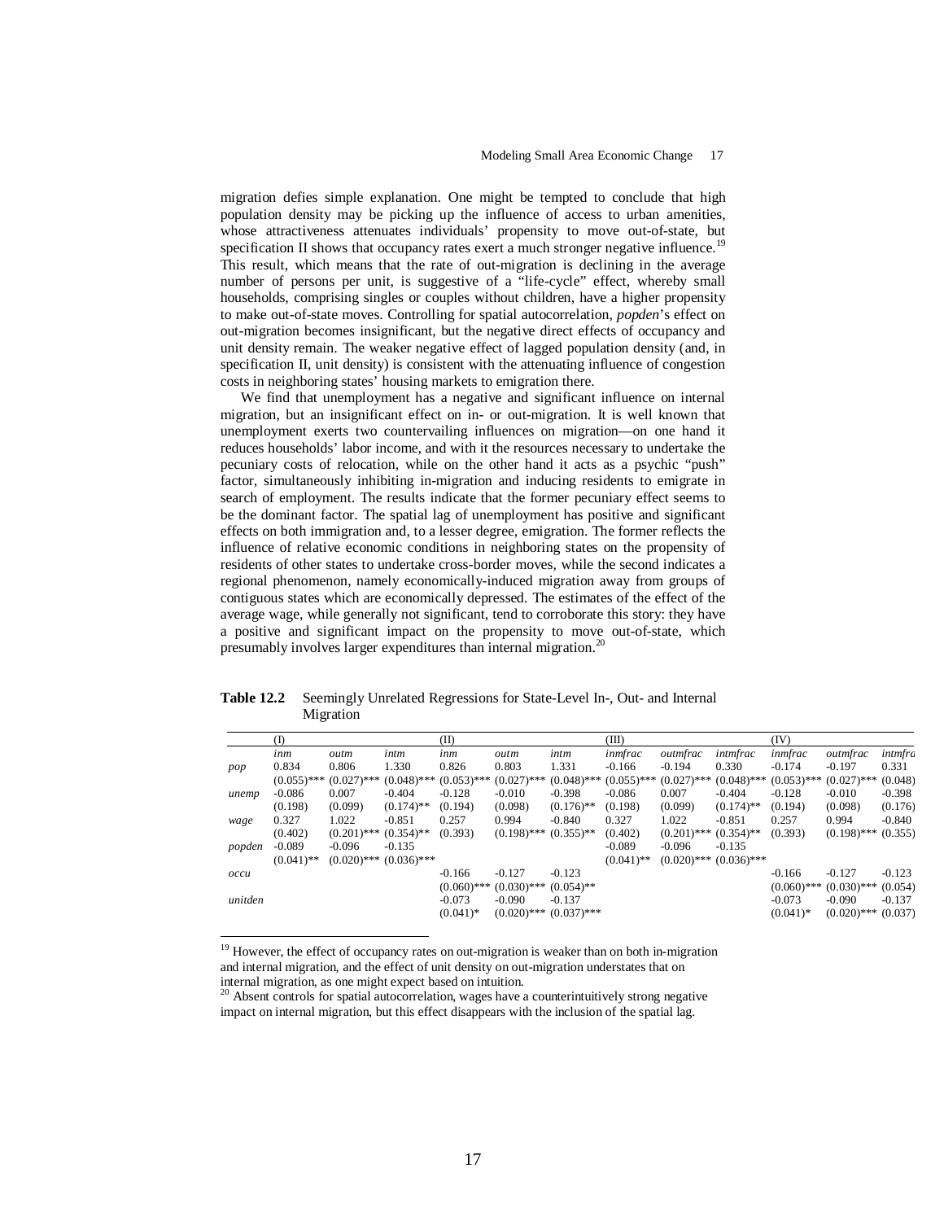migration defies simple explanation. One might be tempted to conclude that high population density may be picking up the influence of access to urban amenities, whose attractiveness attenuates individuals' propensity to move out-of-state, but specification II shows that occupancy rates exert a much stronger negative influence.[19] This result, which means that the rate of out-migration is declining in the average number of persons per unit, is suggestive of a "life-cycle" effect, whereby small households, comprising singles or couples without children, have a higher propensity to make out-of-state moves. Controlling for spatial autocorrelation, *popden*'s effect on out-migration becomes insignificant, but the negative direct effects of occupancy and unit density remain. The weaker negative effect of lagged population density (and, in specification II, unit density) is consistent with the attenuating influence of congestion costs in neighboring states' housing markets to emigration there.

We find that unemployment has a negative and significant influence on internal migration, but an insignificant effect on in- or out-migration. It is well known that unemployment exerts two countervailing influences on migration—on one hand it reduces households' labor income, and with it the resources necessary to undertake the pecuniary costs of relocation, while on the other hand it acts as a psychic "push" factor, simultaneously inhibiting in-migration and inducing residents to emigrate in search of employment. The results indicate that the former pecuniary effect seems to be the dominant factor. The spatial lag of unemployment has positive and significant effects on both immigration and, to a lesser degree, emigration. The former reflects the influence of relative economic conditions in neighboring states on the propensity of residents of other states to undertake cross-border moves, while the second indicates a regional phenomenon, namely economically-induced migration away from groups of contiguous states which are economically depressed. The estimates of the effect of the average wage, while generally not significant, tend to corroborate this story: they have a positive and significant impact on the propensity to move out-of-state, which presumably involves larger expenditures than internal migration.[20]

**Table 12.2** Seemingly Unrelated Regressions for State-Level In-, Out- and Internal Migration

| | (I) | | | (II) | | | (III) | | | (IV) | | |
|---|---|---|---|---|---|---|---|---|---|---|---|---|
| | *inm* | *outm* | *intm* | *inm* | *outm* | *intm* | *inmfrac* | *outmfrac* | *intmfrac* | *inmfrac* | *outmfrac* | *intmfra* |
| *pop* | 0.834 | 0.806 | 1.330 | 0.826 | 0.803 | 1.331 | -0.166 | -0.194 | 0.330 | -0.174 | -0.197 | 0.331 |
| | (0.055)*** | (0.027)*** | (0.048)*** | (0.053)*** | (0.027)*** | (0.048)*** | (0.055)*** | (0.027)*** | (0.048)*** | (0.053)*** | (0.027)*** | (0.048) |
| *unemp* | -0.086 | 0.007 | -0.404 | -0.128 | -0.010 | -0.398 | -0.086 | 0.007 | -0.404 | -0.128 | -0.010 | -0.398 |
| | (0.198) | (0.099) | (0.174)** | (0.194) | (0.098) | (0.176)** | (0.198) | (0.099) | (0.174)** | (0.194) | (0.098) | (0.176) |
| *wage* | 0.327 | 1.022 | -0.851 | 0.257 | 0.994 | -0.840 | 0.327 | 1.022 | -0.851 | 0.257 | 0.994 | -0.840 |
| | (0.402) | (0.201)*** | (0.354)** | (0.393) | (0.198)*** | (0.355)** | (0.402) | (0.201)*** | (0.354)** | (0.393) | (0.198)*** | (0.355) |
| *popden* | -0.089 | -0.096 | -0.135 | | | | -0.089 | -0.096 | -0.135 | | | |
| | (0.041)** | (0.020)*** | (0.036)*** | | | | (0.041)** | (0.020)*** | (0.036)*** | | | |
| *occu* | | | | -0.166 | -0.127 | -0.123 | | | | -0.166 | -0.127 | -0.123 |
| | | | | (0.060)*** | (0.030)*** | (0.054)** | | | | (0.060)*** | (0.030)*** | (0.054) |
| *unitden* | | | | -0.073 | -0.090 | -0.137 | | | | -0.073 | -0.090 | -0.137 |
| | | | | (0.041)* | (0.020)*** | (0.037)*** | | | | (0.041)* | (0.020)*** | (0.037) |

[19] However, the effect of occupancy rates on out-migration is weaker than on both in-migration and internal migration, and the effect of unit density on out-migration understates that on internal migration, as one might expect based on intuition.

[20] Absent controls for spatial autocorrelation, wages have a counterintuitively strong negative impact on internal migration, but this effect disappears with the inclusion of the spatial lag.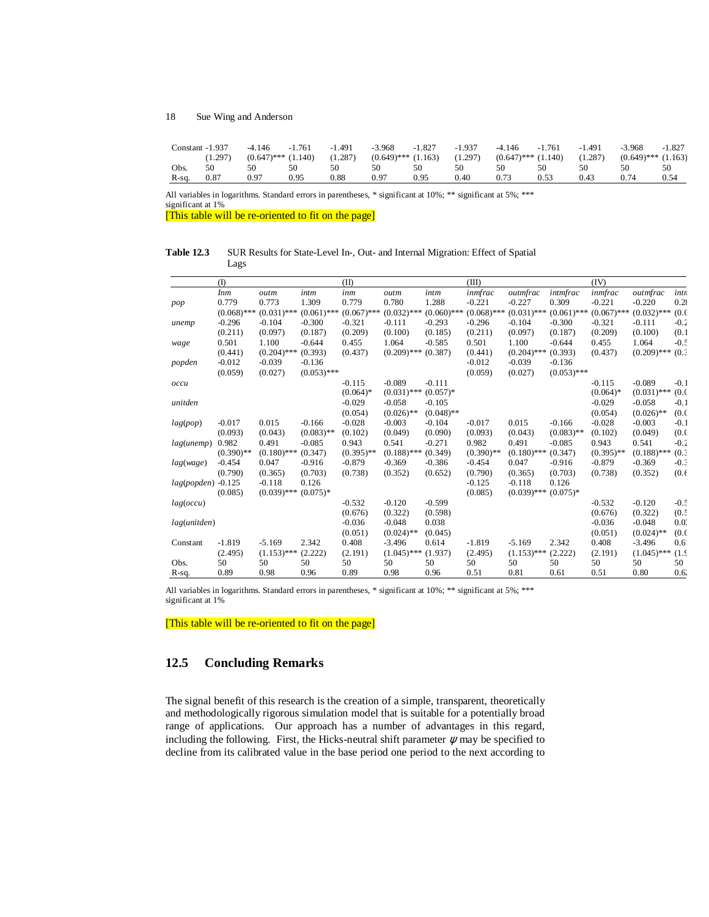| Constant | -1.937 | -4.146 | -1.761 | -1.491 | -3.968 | -1.827 | -1.937 | -4.146 | -1.761 | -1.491 | -3.968 | -1.827 |
|---|---|---|---|---|---|---|---|---|---|---|---|---|
| | (1.297) | (0.647)*** | (1.140) | (1.287) | (0.649)*** | (1.163) | (1.297) | (0.647)*** | (1.140) | (1.287) | (0.649)*** | (1.163) |
| Obs. | 50 | 50 | 50 | 50 | 50 | 50 | 50 | 50 | 50 | 50 | 50 | 50 |
| R-sq. | 0.87 | 0.97 | 0.95 | 0.88 | 0.97 | 0.95 | 0.40 | 0.73 | 0.53 | 0.43 | 0.74 | 0.54 |

All variables in logarithms. Standard errors in parentheses, * significant at 10%; ** significant at 5%; *** significant at 1%

[This table will be re-oriented to fit on the page]

**Table 12.3** SUR Results for State-Level In-, Out- and Internal Migration: Effect of Spatial Lags

| | (I) | | | (II) | | | (III) | | | (IV) | | |
|---|---|---|---|---|---|---|---|---|---|---|---|---|
| | *Inm* | *outm* | *intm* | *inm* | *outm* | *intm* | *inmfrac* | *outmfrac* | *intmfrac* | *inmfrac* | *outmfrac* | *intr* |
| *pop* | 0.779 | 0.773 | 1.309 | 0.779 | 0.780 | 1.288 | -0.221 | -0.227 | 0.309 | -0.221 | -0.220 | 0.2 |
| | (0.068)*** | (0.031)*** | (0.061)*** | (0.067)*** | (0.032)*** | (0.060)*** | (0.068)*** | (0.031)*** | (0.061)*** | (0.067)*** | (0.032)*** | (0.0 |
| *unemp* | -0.296 | -0.104 | -0.300 | -0.321 | -0.111 | -0.293 | -0.296 | -0.104 | -0.300 | -0.321 | -0.111 | -0.2 |
| | (0.211) | (0.097) | (0.187) | (0.209) | (0.100) | (0.185) | (0.211) | (0.097) | (0.187) | (0.209) | (0.100) | (0.1 |
| *wage* | 0.501 | 1.100 | -0.644 | 0.455 | 1.064 | -0.585 | 0.501 | 1.100 | -0.644 | 0.455 | 1.064 | -0.5 |
| | (0.441) | (0.204)*** | (0.393) | (0.437) | (0.209)*** | (0.387) | (0.441) | (0.204)*** | (0.393) | (0.437) | (0.209)*** | (0.3 |
| *popden* | -0.012 | -0.039 | -0.136 | | | | -0.012 | -0.039 | -0.136 | | | |
| | (0.059) | (0.027) | (0.053)*** | | | | (0.059) | (0.027) | (0.053)*** | | | |
| *occu* | | | | -0.115 | -0.089 | -0.111 | | | | -0.115 | -0.089 | -0.1 |
| | | | | (0.064)* | (0.031)*** | (0.057)* | | | | (0.064)* | (0.031)*** | (0.0 |
| *unitden* | | | | -0.029 | -0.058 | -0.105 | | | | -0.029 | -0.058 | -0.1 |
| | | | | (0.054) | (0.026)** | (0.048)** | | | | (0.054) | (0.026)** | (0.0 |
| *lag*(*pop*) | -0.017 | 0.015 | -0.166 | -0.028 | -0.003 | -0.104 | -0.017 | 0.015 | -0.166 | -0.028 | -0.003 | -0.1 |
| | (0.093) | (0.043) | (0.083)** | (0.102) | (0.049) | (0.090) | (0.093) | (0.043) | (0.083)** | (0.102) | (0.049) | (0.0 |
| *lag*(*unemp*) | 0.982 | 0.491 | -0.085 | 0.943 | 0.541 | -0.271 | 0.982 | 0.491 | -0.085 | 0.943 | 0.541 | -0.2 |
| | (0.390)** | (0.180)*** | (0.347) | (0.395)** | (0.188)*** | (0.349) | (0.390)** | (0.180)*** | (0.347) | (0.395)** | (0.188)*** | (0.3 |
| *lag*(*wage*) | -0.454 | 0.047 | -0.916 | -0.879 | -0.369 | -0.386 | -0.454 | 0.047 | -0.916 | -0.879 | -0.369 | -0.3 |
| | (0.790) | (0.365) | (0.703) | (0.738) | (0.352) | (0.652) | (0.790) | (0.365) | (0.703) | (0.738) | (0.352) | (0.6 |
| *lag*(*popden*) | -0.125 | -0.118 | 0.126 | | | | -0.125 | -0.118 | 0.126 | | | |
| | (0.085) | (0.039)*** | (0.075)* | | | | (0.085) | (0.039)*** | (0.075)* | | | |
| *lag*(*occu*) | | | | -0.532 | -0.120 | -0.599 | | | | -0.532 | -0.120 | -0.5 |
| | | | | (0.676) | (0.322) | (0.598) | | | | (0.676) | (0.322) | (0.5 |
| *lag*(*unitden*) | | | | -0.036 | -0.048 | 0.038 | | | | -0.036 | -0.048 | 0.0 |
| | | | | (0.051) | (0.024)** | (0.045) | | | | (0.051) | (0.024)** | (0.0 |
| Constant | -1.819 | -5.169 | 2.342 | 0.408 | -3.496 | 0.614 | -1.819 | -5.169 | 2.342 | 0.408 | -3.496 | 0.6 |
| | (2.495) | (1.153)*** | (2.222) | (2.191) | (1.045)*** | (1.937) | (2.495) | (1.153)*** | (2.222) | (2.191) | (1.045)*** | (1.9 |
| Obs. | 50 | 50 | 50 | 50 | 50 | 50 | 50 | 50 | 50 | 50 | 50 | 50 |
| R-sq. | 0.89 | 0.98 | 0.96 | 0.89 | 0.98 | 0.96 | 0.51 | 0.81 | 0.61 | 0.51 | 0.80 | 0.6 |

All variables in logarithms. Standard errors in parentheses, * significant at 10%; ** significant at 5%; *** significant at 1%

[This table will be re-oriented to fit on the page]

## 12.5 Concluding Remarks

The signal benefit of this research is the creation of a simple, transparent, theoretically and methodologically rigorous simulation model that is suitable for a potentially broad range of applications. Our approach has a number of advantages in this regard, including the following. First, the Hicks-neutral shift parameter $\psi$ may be specified to decline from its calibrated value in the base period one period to the next according to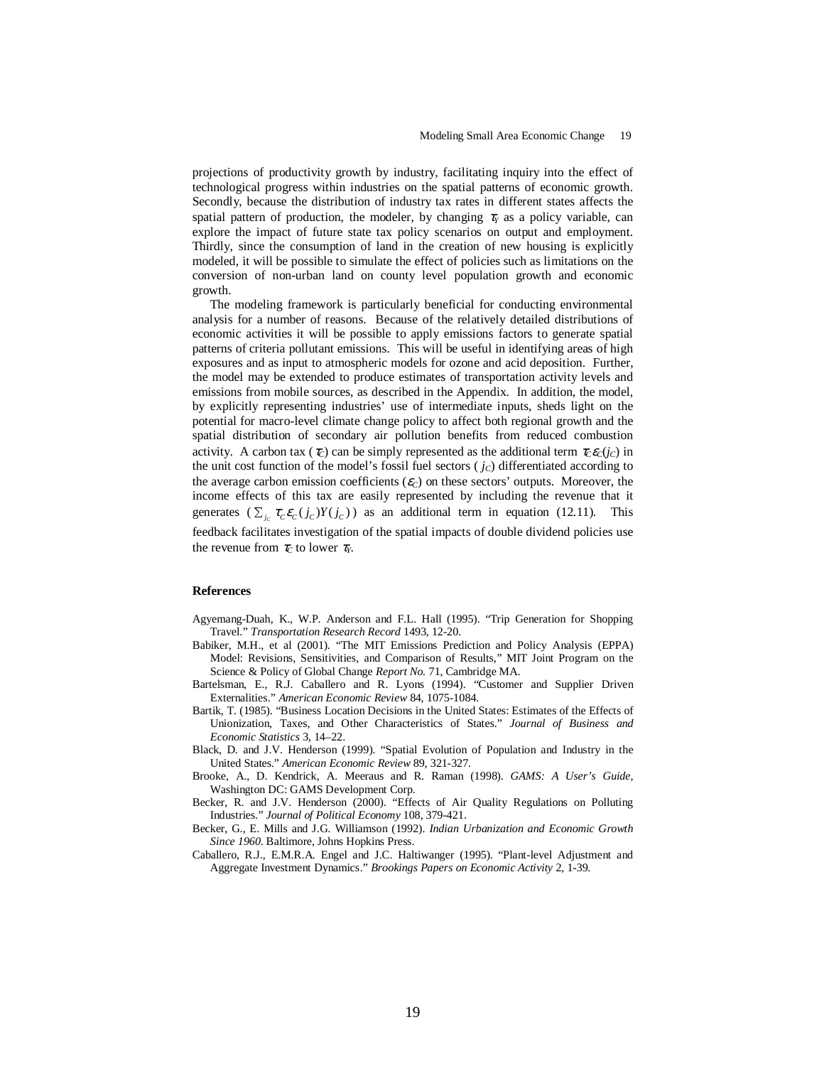projections of productivity growth by industry, facilitating inquiry into the effect of technological progress within industries on the spatial patterns of economic growth. Secondly, because the distribution of industry tax rates in different states affects the spatial pattern of production, the modeler, by changing $\tau_Y$ as a policy variable, can explore the impact of future state tax policy scenarios on output and employment. Thirdly, since the consumption of land in the creation of new housing is explicitly modeled, it will be possible to simulate the effect of policies such as limitations on the conversion of non-urban land on county level population growth and economic growth.

The modeling framework is particularly beneficial for conducting environmental analysis for a number of reasons. Because of the relatively detailed distributions of economic activities it will be possible to apply emissions factors to generate spatial patterns of criteria pollutant emissions. This will be useful in identifying areas of high exposures and as input to atmospheric models for ozone and acid deposition. Further, the model may be extended to produce estimates of transportation activity levels and emissions from mobile sources, as described in the Appendix. In addition, the model, by explicitly representing industries' use of intermediate inputs, sheds light on the potential for macro-level climate change policy to affect both regional growth and the spatial distribution of secondary air pollution benefits from reduced combustion activity. A carbon tax ($\tau_C$) can be simply represented as the additional term $\tau_C\varepsilon_C(j_C)$ in the unit cost function of the model's fossil fuel sectors ($j_C$) differentiated according to the average carbon emission coefficients ($\varepsilon_C$) on these sectors' outputs. Moreover, the income effects of this tax are easily represented by including the revenue that it generates ($\sum_{j_C} \tau_C \varepsilon_C(j_C) Y(j_C)$) as an additional term in equation (12.11). This feedback facilitates investigation of the spatial impacts of double dividend policies use the revenue from $\tau_C$ to lower $\tau_Y$.

**References**

Agyemang-Duah, K., W.P. Anderson and F.L. Hall (1995). "Trip Generation for Shopping Travel." *Transportation Research Record* 1493, 12-20.

Babiker, M.H., et al (2001). "The MIT Emissions Prediction and Policy Analysis (EPPA) Model: Revisions, Sensitivities, and Comparison of Results," MIT Joint Program on the Science & Policy of Global Change *Report No.* 71, Cambridge MA.

Bartelsman, E., R.J. Caballero and R. Lyons (1994). "Customer and Supplier Driven Externalities." *American Economic Review* 84, 1075-1084.

Bartik, T. (1985). "Business Location Decisions in the United States: Estimates of the Effects of Unionization, Taxes, and Other Characteristics of States." *Journal of Business and Economic Statistics* 3, 14–22.

Black, D. and J.V. Henderson (1999). "Spatial Evolution of Population and Industry in the United States." *American Economic Review* 89, 321-327.

Brooke, A., D. Kendrick, A. Meeraus and R. Raman (1998). *GAMS: A User's Guide*, Washington DC: GAMS Development Corp.

Becker, R. and J.V. Henderson (2000). "Effects of Air Quality Regulations on Polluting Industries." *Journal of Political Economy* 108, 379-421.

Becker, G., E. Mills and J.G. Williamson (1992). *Indian Urbanization and Economic Growth Since 1960*. Baltimore, Johns Hopkins Press.

Caballero, R.J., E.M.R.A. Engel and J.C. Haltiwanger (1995). "Plant-level Adjustment and Aggregate Investment Dynamics." *Brookings Papers on Economic Activity* 2, 1-39.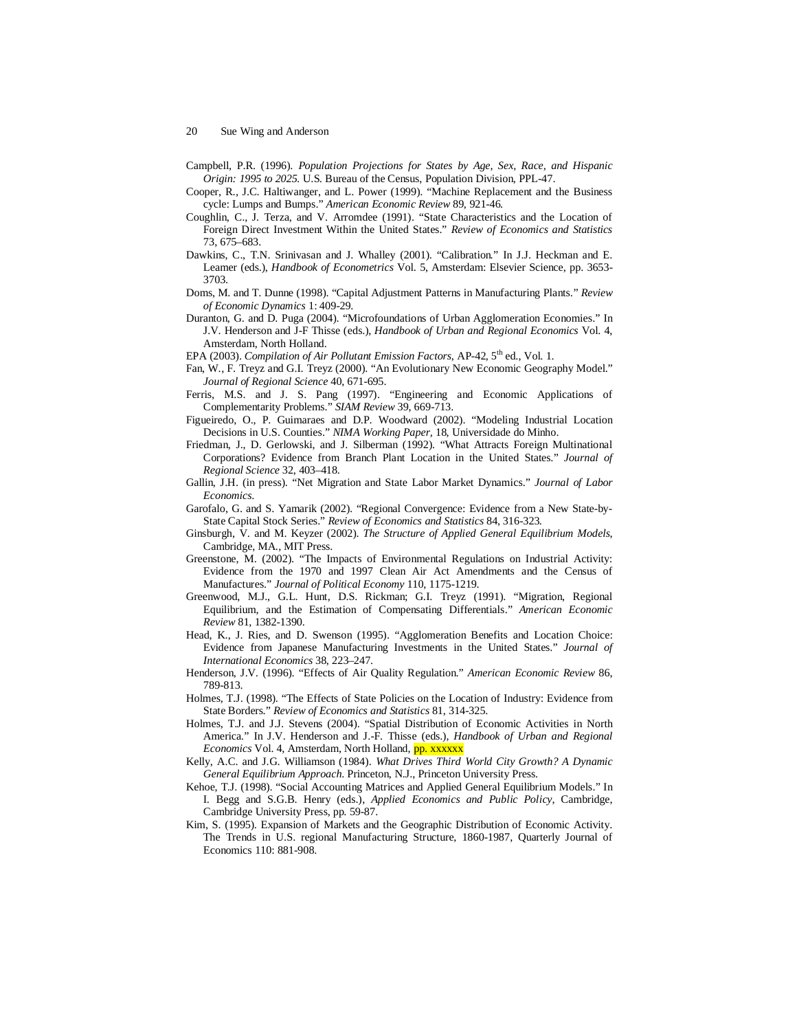Campbell, P.R. (1996). *Population Projections for States by Age, Sex, Race, and Hispanic Origin: 1995 to 2025.* U.S. Bureau of the Census, Population Division, PPL-47.

Cooper, R., J.C. Haltiwanger, and L. Power (1999). "Machine Replacement and the Business cycle: Lumps and Bumps." *American Economic Review* 89, 921-46.

Coughlin, C., J. Terza, and V. Arromdee (1991). "State Characteristics and the Location of Foreign Direct Investment Within the United States." *Review of Economics and Statistics* 73, 675–683.

Dawkins, C., T.N. Srinivasan and J. Whalley (2001). "Calibration." In J.J. Heckman and E. Leamer (eds.), *Handbook of Econometrics* Vol. 5, Amsterdam: Elsevier Science, pp. 3653-3703.

Doms, M. and T. Dunne (1998). "Capital Adjustment Patterns in Manufacturing Plants." *Review of Economic Dynamics* 1: 409-29.

Duranton, G. and D. Puga (2004). "Microfoundations of Urban Agglomeration Economies." In J.V. Henderson and J-F Thisse (eds.), *Handbook of Urban and Regional Economics* Vol. 4, Amsterdam, North Holland.

EPA (2003). *Compilation of Air Pollutant Emission Factors*, AP-42, 5th ed., Vol. 1.

Fan, W., F. Treyz and G.I. Treyz (2000). "An Evolutionary New Economic Geography Model." *Journal of Regional Science* 40, 671-695.

Ferris, M.S. and J. S. Pang (1997). "Engineering and Economic Applications of Complementarity Problems." *SIAM Review* 39, 669-713.

Figueiredo, O., P. Guimaraes and D.P. Woodward (2002). "Modeling Industrial Location Decisions in U.S. Counties." *NIMA Working Paper,* 18, Universidade do Minho.

Friedman, J., D. Gerlowski, and J. Silberman (1992). "What Attracts Foreign Multinational Corporations? Evidence from Branch Plant Location in the United States." *Journal of Regional Science* 32, 403–418.

Gallin, J.H. (in press). "Net Migration and State Labor Market Dynamics." *Journal of Labor Economics*.

Garofalo, G. and S. Yamarik (2002). "Regional Convergence: Evidence from a New State-by-State Capital Stock Series." *Review of Economics and Statistics* 84, 316-323.

Ginsburgh, V. and M. Keyzer (2002). *The Structure of Applied General Equilibrium Models*, Cambridge, MA., MIT Press.

Greenstone, M. (2002). "The Impacts of Environmental Regulations on Industrial Activity: Evidence from the 1970 and 1997 Clean Air Act Amendments and the Census of Manufactures." *Journal of Political Economy* 110, 1175-1219.

Greenwood, M.J., G.L. Hunt, D.S. Rickman; G.I. Treyz (1991). "Migration, Regional Equilibrium, and the Estimation of Compensating Differentials." *American Economic Review* 81, 1382-1390.

Head, K., J. Ries, and D. Swenson (1995). "Agglomeration Benefits and Location Choice: Evidence from Japanese Manufacturing Investments in the United States." *Journal of International Economics* 38, 223–247.

Henderson, J.V. (1996). "Effects of Air Quality Regulation." *American Economic Review* 86, 789-813.

Holmes, T.J. (1998). "The Effects of State Policies on the Location of Industry: Evidence from State Borders." *Review of Economics and Statistics* 81, 314-325.

Holmes, T.J. and J.J. Stevens (2004). "Spatial Distribution of Economic Activities in North America." In J.V. Henderson and J.-F. Thisse (eds.), *Handbook of Urban and Regional Economics* Vol. 4, Amsterdam, North Holland, pp. xxxxxx

Kelly, A.C. and J.G. Williamson (1984). *What Drives Third World City Growth? A Dynamic General Equilibrium Approach*. Princeton, N.J., Princeton University Press.

Kehoe, T.J. (1998). "Social Accounting Matrices and Applied General Equilibrium Models." In I. Begg and S.G.B. Henry (eds.), *Applied Economics and Public Policy*, Cambridge, Cambridge University Press, pp. 59-87.

Kim, S. (1995). Expansion of Markets and the Geographic Distribution of Economic Activity. The Trends in U.S. regional Manufacturing Structure, 1860-1987, Quarterly Journal of Economics 110: 881-908.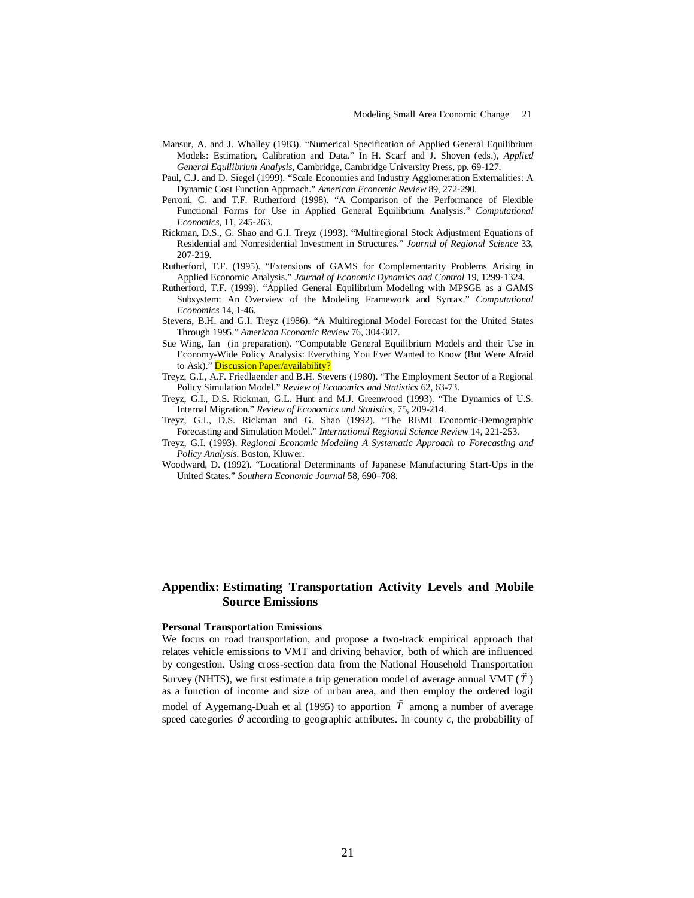Mansur, A. and J. Whalley (1983). "Numerical Specification of Applied General Equilibrium Models: Estimation, Calibration and Data." In H. Scarf and J. Shoven (eds.), *Applied General Equilibrium Analysis*, Cambridge, Cambridge University Press, pp. 69-127.

Paul, C.J. and D. Siegel (1999). "Scale Economies and Industry Agglomeration Externalities: A Dynamic Cost Function Approach." *American Economic Review* 89, 272-290.

Perroni, C. and T.F. Rutherford (1998). "A Comparison of the Performance of Flexible Functional Forms for Use in Applied General Equilibrium Analysis." *Computational Economics*, 11, 245-263.

Rickman, D.S., G. Shao and G.I. Treyz (1993). "Multiregional Stock Adjustment Equations of Residential and Nonresidential Investment in Structures." *Journal of Regional Science* 33, 207-219.

Rutherford, T.F. (1995). "Extensions of GAMS for Complementarity Problems Arising in Applied Economic Analysis." *Journal of Economic Dynamics and Control* 19, 1299-1324.

Rutherford, T.F. (1999). "Applied General Equilibrium Modeling with MPSGE as a GAMS Subsystem: An Overview of the Modeling Framework and Syntax." *Computational Economics* 14, 1-46.

Stevens, B.H. and G.I. Treyz (1986). "A Multiregional Model Forecast for the United States Through 1995." *American Economic Review* 76, 304-307.

Sue Wing, Ian (in preparation). "Computable General Equilibrium Models and their Use in Economy-Wide Policy Analysis: Everything You Ever Wanted to Know (But Were Afraid to Ask)." Discussion Paper/availability?

Treyz, G.I., A.F. Friedlaender and B.H. Stevens (1980). "The Employment Sector of a Regional Policy Simulation Model." *Review of Economics and Statistics* 62, 63-73.

Treyz, G.I., D.S. Rickman, G.L. Hunt and M.J. Greenwood (1993). "The Dynamics of U.S. Internal Migration." *Review of Economics and Statistics*, 75, 209-214.

Treyz, G.I., D.S. Rickman and G. Shao (1992). "The REMI Economic-Demographic Forecasting and Simulation Model." *International Regional Science Review* 14, 221-253.

Treyz, G.I. (1993). *Regional Economic Modeling A Systematic Approach to Forecasting and Policy Analysis*. Boston, Kluwer.

Woodward, D. (1992). "Locational Determinants of Japanese Manufacturing Start-Ups in the United States." *Southern Economic Journal* 58, 690–708.

## Appendix: Estimating Transportation Activity Levels and Mobile Source Emissions

**Personal Transportation Emissions**

We focus on road transportation, and propose a two-track empirical approach that relates vehicle emissions to VMT and driving behavior, both of which are influenced by congestion. Using cross-section data from the National Household Transportation Survey (NHTS), we first estimate a trip generation model of average annual VMT ($\tilde{T}$) as a function of income and size of urban area, and then employ the ordered logit model of Aygemang-Duah et al (1995) to apportion $\tilde{T}$ among a number of average speed categories $\vartheta$ according to geographic attributes. In county *c*, the probability of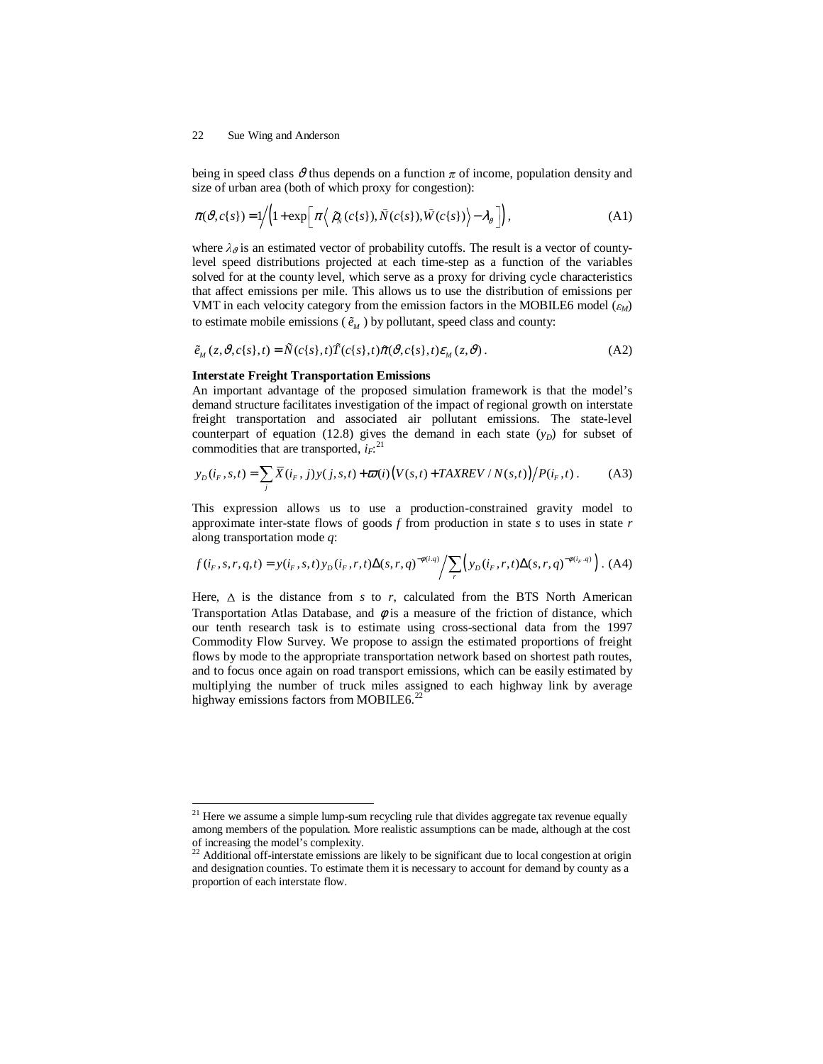being in speed class $\vartheta$ thus depends on a function $\pi$ of income, population density and size of urban area (both of which proxy for congestion):

$$\tilde{\pi}(\vartheta, c\{s\}) = 1 \Big/ \left(1 + \exp\left[\pi\left\langle \tilde{\rho}_N(c\{s\}), \bar{N}(c\{s\}), \bar{W}(c\{s\})\right\rangle - \lambda_\vartheta\right]\right), \tag{A1}$$

where $\lambda_\vartheta$ is an estimated vector of probability cutoffs. The result is a vector of county-level speed distributions projected at each time-step as a function of the variables solved for at the county level, which serve as a proxy for driving cycle characteristics that affect emissions per mile. This allows us to use the distribution of emissions per VMT in each velocity category from the emission factors in the MOBILE6 model ($\varepsilon_M$) to estimate mobile emissions ($\tilde{e}_M$) by pollutant, speed class and county:

$$\tilde{e}_M(z, \vartheta, c\{s\}, t) = \tilde{N}(c\{s\}, t)\tilde{T}(c\{s\}, t)\tilde{\pi}(\vartheta, c\{s\}, t)\varepsilon_M(z, \vartheta). \tag{A2}$$

**Interstate Freight Transportation Emissions**

An important advantage of the proposed simulation framework is that the model's demand structure facilitates investigation of the impact of regional growth on interstate freight transportation and associated air pollutant emissions. The state-level counterpart of equation (12.8) gives the demand in each state ($y_D$) for subset of commodities that are transported, $i_F$:[21]

$$y_D(i_F, s, t) = \sum_j \bar{X}(i_F, j)y(j, s, t) + \varpi(i)\left(V(s,t) + TAXREV / N(s,t)\right) \Big/ P(i_F, t). \tag{A3}$$

This expression allows us to use a production-constrained gravity model to approximate inter-state flows of goods $f$ from production in state $s$ to uses in state $r$ along transportation mode $q$:

$$f(i_F, s, r, q, t) = y(i_F, s, t)y_D(i_F, r, t)\Delta(s, r, q)^{-\phi(i,q)} \Big/ \sum_r \left(y_D(i_F, r, t)\Delta(s, r, q)^{-\phi(i_F, q)}\right). \tag{A4}$$

Here, $\Delta$ is the distance from $s$ to $r$, calculated from the BTS North American Transportation Atlas Database, and $\phi$ is a measure of the friction of distance, which our tenth research task is to estimate using cross-sectional data from the 1997 Commodity Flow Survey. We propose to assign the estimated proportions of freight flows by mode to the appropriate transportation network based on shortest path routes, and to focus once again on road transport emissions, which can be easily estimated by multiplying the number of truck miles assigned to each highway link by average highway emissions factors from MOBILE6.[22]

---

[21] Here we assume a simple lump-sum recycling rule that divides aggregate tax revenue equally among members of the population. More realistic assumptions can be made, although at the cost of increasing the model's complexity.

[22] Additional off-interstate emissions are likely to be significant due to local congestion at origin and designation counties. To estimate them it is necessary to account for demand by county as a proportion of each interstate flow.